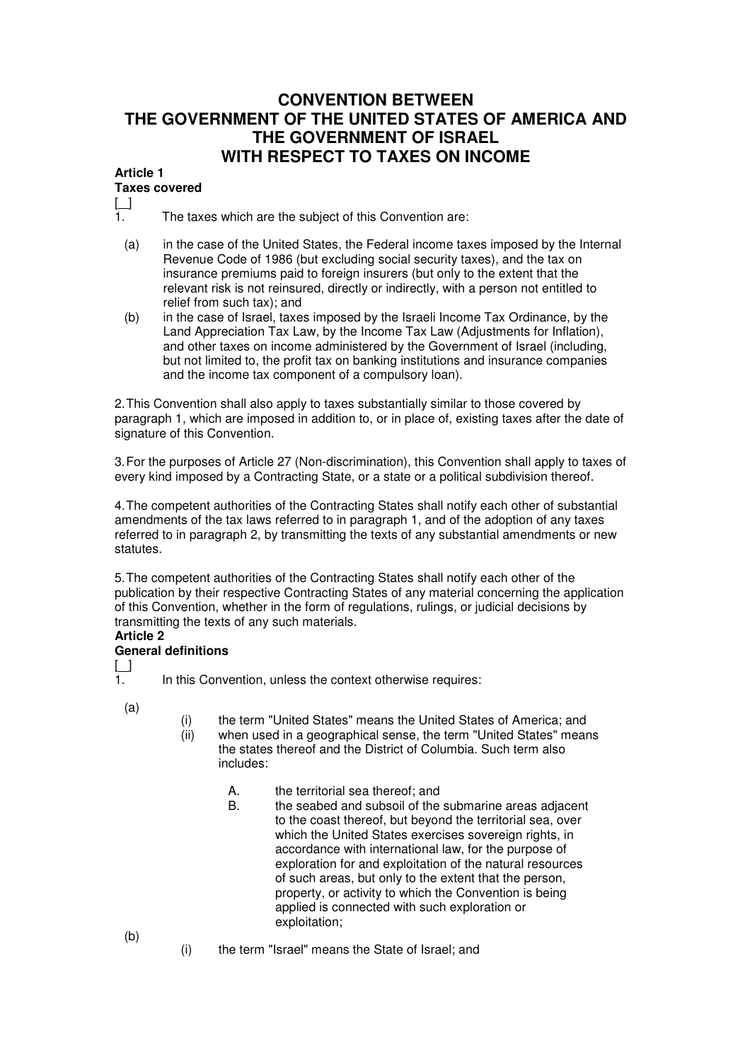# CONVENTION BETWEEN THE GOVERNMENT OF THE UNITED STATES OF AMERICA AND THE GOVERNMENT OF ISRAEL WITH RESPECT TO TAXES ON INCOME

**Article 1**
**Taxes covered**

[__]

1. The taxes which are the subject of this Convention are:

   (a) in the case of the United States, the Federal income taxes imposed by the Internal Revenue Code of 1986 (but excluding social security taxes), and the tax on insurance premiums paid to foreign insurers (but only to the extent that the relevant risk is not reinsured, directly or indirectly, with a person not entitled to relief from such tax); and

   (b) in the case of Israel, taxes imposed by the Israeli Income Tax Ordinance, by the Land Appreciation Tax Law, by the Income Tax Law (Adjustments for Inflation), and other taxes on income administered by the Government of Israel (including, but not limited to, the profit tax on banking institutions and insurance companies and the income tax component of a compulsory loan).

2. This Convention shall also apply to taxes substantially similar to those covered by paragraph 1, which are imposed in addition to, or in place of, existing taxes after the date of signature of this Convention.

3. For the purposes of Article 27 (Non-discrimination), this Convention shall apply to taxes of every kind imposed by a Contracting State, or a state or a political subdivision thereof.

4. The competent authorities of the Contracting States shall notify each other of substantial amendments of the tax laws referred to in paragraph 1, and of the adoption of any taxes referred to in paragraph 2, by transmitting the texts of any substantial amendments or new statutes.

5. The competent authorities of the Contracting States shall notify each other of the publication by their respective Contracting States of any material concerning the application of this Convention, whether in the form of regulations, rulings, or judicial decisions by transmitting the texts of any such materials.

**Article 2**
**General definitions**

[__]

1. In this Convention, unless the context otherwise requires:

   (a)

      (i) the term "United States" means the United States of America; and

      (ii) when used in a geographical sense, the term "United States" means the states thereof and the District of Columbia. Such term also includes:

         A. the territorial sea thereof; and

         B. the seabed and subsoil of the submarine areas adjacent to the coast thereof, but beyond the territorial sea, over which the United States exercises sovereign rights, in accordance with international law, for the purpose of exploration for and exploitation of the natural resources of such areas, but only to the extent that the person, property, or activity to which the Convention is being applied is connected with such exploration or exploitation;

   (b)

      (i) the term "Israel" means the State of Israel; and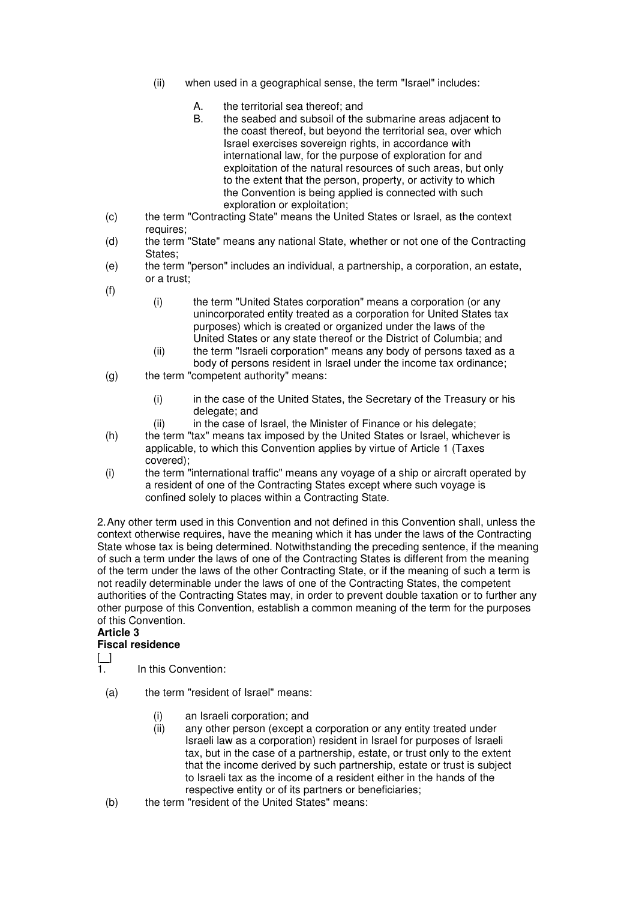(ii) when used in a geographical sense, the term "Israel" includes:

A. the territorial sea thereof; and

B. the seabed and subsoil of the submarine areas adjacent to the coast thereof, but beyond the territorial sea, over which Israel exercises sovereign rights, in accordance with international law, for the purpose of exploration for and exploitation of the natural resources of such areas, but only to the extent that the person, property, or activity to which the Convention is being applied is connected with such exploration or exploitation;

(c) the term "Contracting State" means the United States or Israel, as the context requires;

(d) the term "State" means any national State, whether or not one of the Contracting States;

(e) the term "person" includes an individual, a partnership, a corporation, an estate, or a trust;

(f)

(i) the term "United States corporation" means a corporation (or any unincorporated entity treated as a corporation for United States tax purposes) which is created or organized under the laws of the United States or any state thereof or the District of Columbia; and

(ii) the term "Israeli corporation" means any body of persons taxed as a body of persons resident in Israel under the income tax ordinance;

(g) the term "competent authority" means:

(i) in the case of the United States, the Secretary of the Treasury or his delegate; and

(ii) in the case of Israel, the Minister of Finance or his delegate;

(h) the term "tax" means tax imposed by the United States or Israel, whichever is applicable, to which this Convention applies by virtue of Article 1 (Taxes covered);

(i) the term "international traffic" means any voyage of a ship or aircraft operated by a resident of one of the Contracting States except where such voyage is confined solely to places within a Contracting State.

2. Any other term used in this Convention and not defined in this Convention shall, unless the context otherwise requires, have the meaning which it has under the laws of the Contracting State whose tax is being determined. Notwithstanding the preceding sentence, if the meaning of such a term under the laws of one of the Contracting States is different from the meaning of the term under the laws of the other Contracting State, or if the meaning of such a term is not readily determinable under the laws of one of the Contracting States, the competent authorities of the Contracting States may, in order to prevent double taxation or to further any other purpose of this Convention, establish a common meaning of the term for the purposes of this Convention.

**Article 3**

**Fiscal residence**

[_]

1. In this Convention:

(a) the term "resident of Israel" means:

(i) an Israeli corporation; and

(ii) any other person (except a corporation or any entity treated under Israeli law as a corporation) resident in Israel for purposes of Israeli tax, but in the case of a partnership, estate, or trust only to the extent that the income derived by such partnership, estate or trust is subject to Israeli tax as the income of a resident either in the hands of the respective entity or of its partners or beneficiaries;

(b) the term "resident of the United States" means: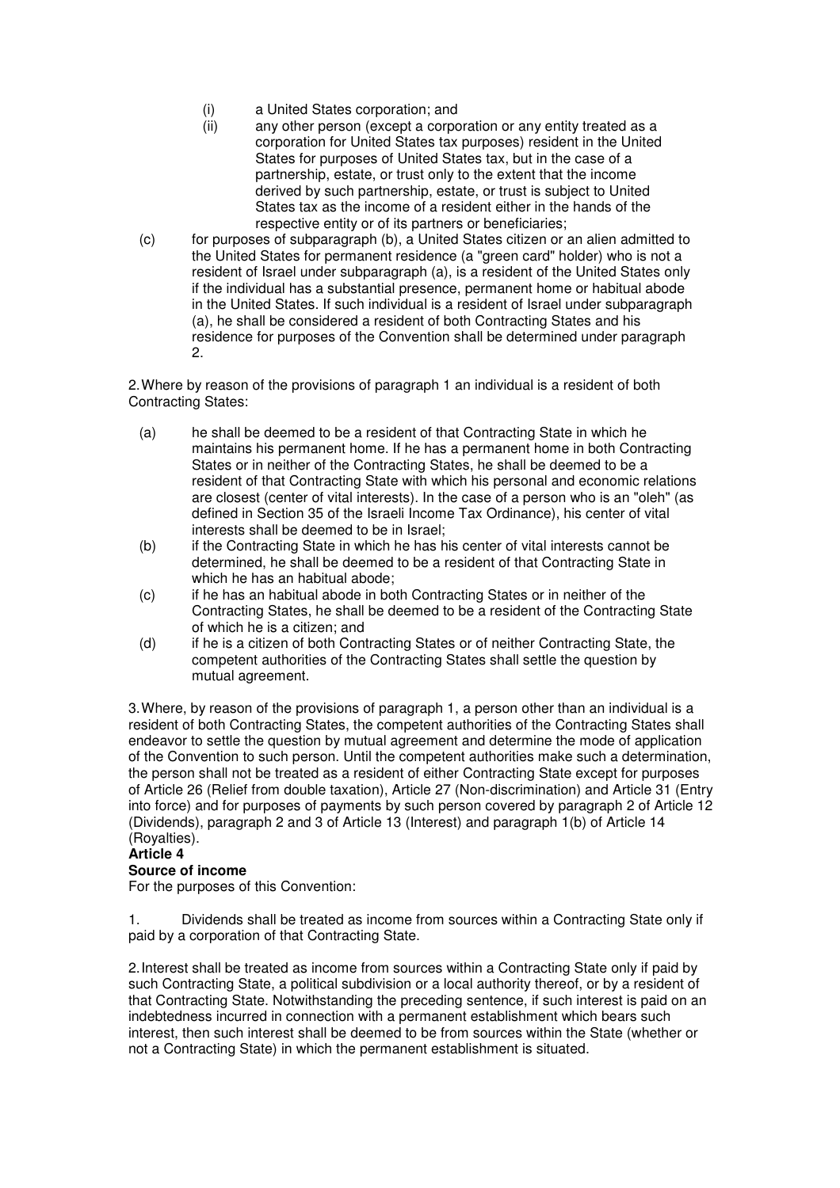- (i) a United States corporation; and
   - (ii) any other person (except a corporation or any entity treated as a corporation for United States tax purposes) resident in the United States for purposes of United States tax, but in the case of a partnership, estate, or trust only to the extent that the income derived by such partnership, estate, or trust is subject to United States tax as the income of a resident either in the hands of the respective entity or of its partners or beneficiaries;

(c) for purposes of subparagraph (b), a United States citizen or an alien admitted to the United States for permanent residence (a "green card" holder) who is not a resident of Israel under subparagraph (a), is a resident of the United States only if the individual has a substantial presence, permanent home or habitual abode in the United States. If such individual is a resident of Israel under subparagraph (a), he shall be considered a resident of both Contracting States and his residence for purposes of the Convention shall be determined under paragraph 2.

2. Where by reason of the provisions of paragraph 1 an individual is a resident of both Contracting States:

(a) he shall be deemed to be a resident of that Contracting State in which he maintains his permanent home. If he has a permanent home in both Contracting States or in neither of the Contracting States, he shall be deemed to be a resident of that Contracting State with which his personal and economic relations are closest (center of vital interests). In the case of a person who is an "oleh" (as defined in Section 35 of the Israeli Income Tax Ordinance), his center of vital interests shall be deemed to be in Israel;

(b) if the Contracting State in which he has his center of vital interests cannot be determined, he shall be deemed to be a resident of that Contracting State in which he has an habitual abode;

(c) if he has an habitual abode in both Contracting States or in neither of the Contracting States, he shall be deemed to be a resident of the Contracting State of which he is a citizen; and

(d) if he is a citizen of both Contracting States or of neither Contracting State, the competent authorities of the Contracting States shall settle the question by mutual agreement.

3. Where, by reason of the provisions of paragraph 1, a person other than an individual is a resident of both Contracting States, the competent authorities of the Contracting States shall endeavor to settle the question by mutual agreement and determine the mode of application of the Convention to such person. Until the competent authorities make such a determination, the person shall not be treated as a resident of either Contracting State except for purposes of Article 26 (Relief from double taxation), Article 27 (Non-discrimination) and Article 31 (Entry into force) and for purposes of payments by such person covered by paragraph 2 of Article 12 (Dividends), paragraph 2 and 3 of Article 13 (Interest) and paragraph 1(b) of Article 14 (Royalties).

**Article 4**

**Source of income**

For the purposes of this Convention:

1. Dividends shall be treated as income from sources within a Contracting State only if paid by a corporation of that Contracting State.

2. Interest shall be treated as income from sources within a Contracting State only if paid by such Contracting State, a political subdivision or a local authority thereof, or by a resident of that Contracting State. Notwithstanding the preceding sentence, if such interest is paid on an indebtedness incurred in connection with a permanent establishment which bears such interest, then such interest shall be deemed to be from sources within the State (whether or not a Contracting State) in which the permanent establishment is situated.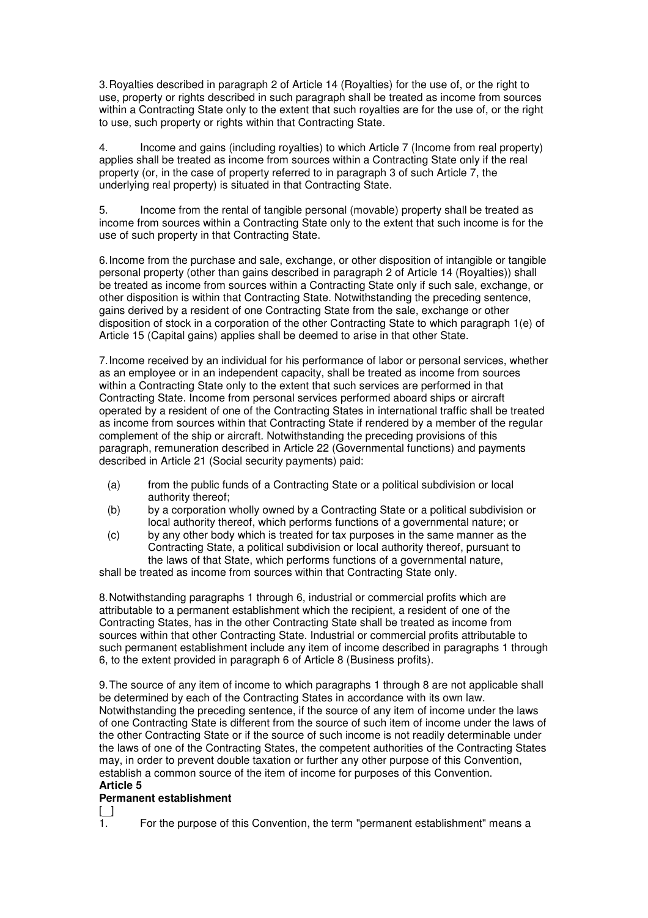3. Royalties described in paragraph 2 of Article 14 (Royalties) for the use of, or the right to use, property or rights described in such paragraph shall be treated as income from sources within a Contracting State only to the extent that such royalties are for the use of, or the right to use, such property or rights within that Contracting State.

4. Income and gains (including royalties) to which Article 7 (Income from real property) applies shall be treated as income from sources within a Contracting State only if the real property (or, in the case of property referred to in paragraph 3 of such Article 7, the underlying real property) is situated in that Contracting State.

5. Income from the rental of tangible personal (movable) property shall be treated as income from sources within a Contracting State only to the extent that such income is for the use of such property in that Contracting State.

6. Income from the purchase and sale, exchange, or other disposition of intangible or tangible personal property (other than gains described in paragraph 2 of Article 14 (Royalties)) shall be treated as income from sources within a Contracting State only if such sale, exchange, or other disposition is within that Contracting State. Notwithstanding the preceding sentence, gains derived by a resident of one Contracting State from the sale, exchange or other disposition of stock in a corporation of the other Contracting State to which paragraph 1(e) of Article 15 (Capital gains) applies shall be deemed to arise in that other State.

7. Income received by an individual for his performance of labor or personal services, whether as an employee or in an independent capacity, shall be treated as income from sources within a Contracting State only to the extent that such services are performed in that Contracting State. Income from personal services performed aboard ships or aircraft operated by a resident of one of the Contracting States in international traffic shall be treated as income from sources within that Contracting State if rendered by a member of the regular complement of the ship or aircraft. Notwithstanding the preceding provisions of this paragraph, remuneration described in Article 22 (Governmental functions) and payments described in Article 21 (Social security payments) paid:

(a) from the public funds of a Contracting State or a political subdivision or local authority thereof;
(b) by a corporation wholly owned by a Contracting State or a political subdivision or local authority thereof, which performs functions of a governmental nature; or
(c) by any other body which is treated for tax purposes in the same manner as the Contracting State, a political subdivision or local authority thereof, pursuant to the laws of that State, which performs functions of a governmental nature,

shall be treated as income from sources within that Contracting State only.

8. Notwithstanding paragraphs 1 through 6, industrial or commercial profits which are attributable to a permanent establishment which the recipient, a resident of one of the Contracting States, has in the other Contracting State shall be treated as income from sources within that other Contracting State. Industrial or commercial profits attributable to such permanent establishment include any item of income described in paragraphs 1 through 6, to the extent provided in paragraph 6 of Article 8 (Business profits).

9. The source of any item of income to which paragraphs 1 through 8 are not applicable shall be determined by each of the Contracting States in accordance with its own law. Notwithstanding the preceding sentence, if the source of any item of income under the laws of one Contracting State is different from the source of such item of income under the laws of the other Contracting State or if the source of such income is not readily determinable under the laws of one of the Contracting States, the competent authorities of the Contracting States may, in order to prevent double taxation or further any other purpose of this Convention, establish a common source of the item of income for purposes of this Convention.

**Article 5**

**Permanent establishment**

[_]

1. For the purpose of this Convention, the term "permanent establishment" means a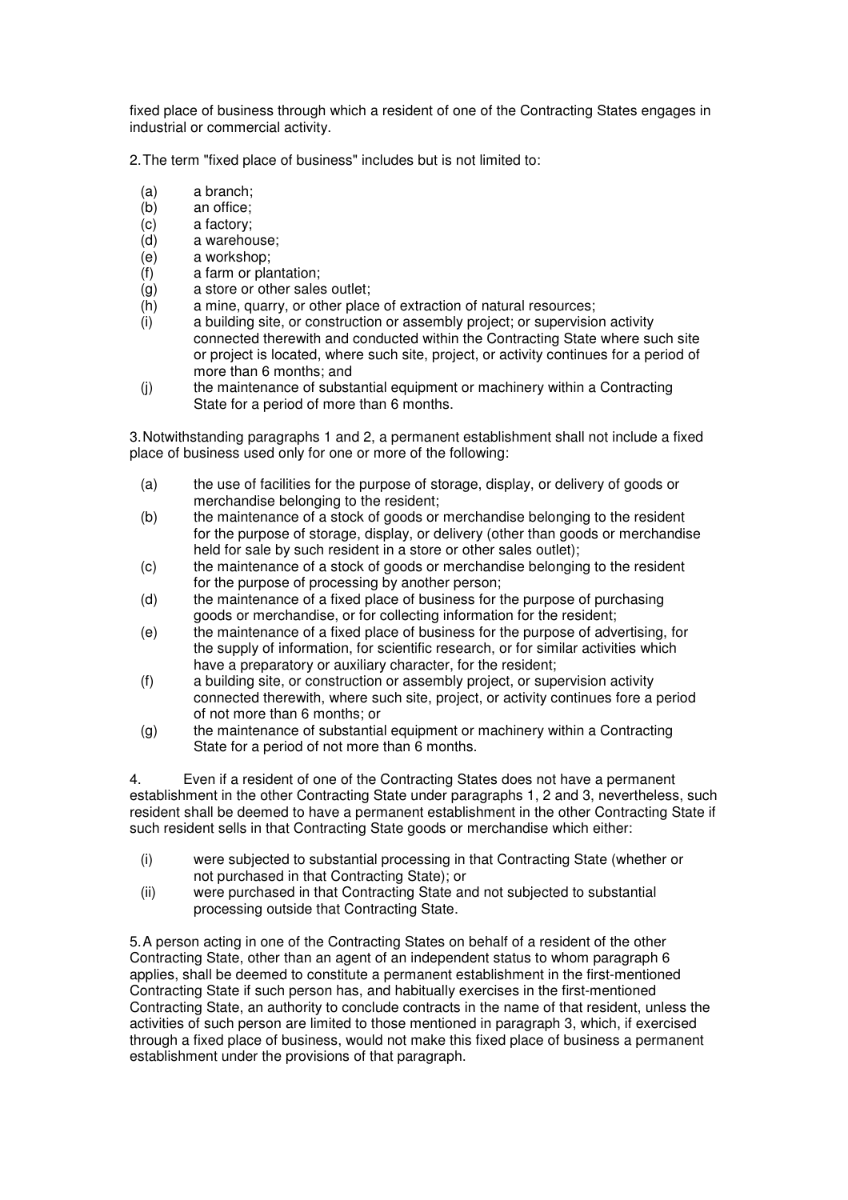fixed place of business through which a resident of one of the Contracting States engages in industrial or commercial activity.

2. The term "fixed place of business" includes but is not limited to:

- (a) a branch;
- (b) an office;
- (c) a factory;
- (d) a warehouse;
- (e) a workshop;
- (f) a farm or plantation;
- (g) a store or other sales outlet;
- (h) a mine, quarry, or other place of extraction of natural resources;
- (i) a building site, or construction or assembly project; or supervision activity connected therewith and conducted within the Contracting State where such site or project is located, where such site, project, or activity continues for a period of more than 6 months; and
- (j) the maintenance of substantial equipment or machinery within a Contracting State for a period of more than 6 months.

3. Notwithstanding paragraphs 1 and 2, a permanent establishment shall not include a fixed place of business used only for one or more of the following:

- (a) the use of facilities for the purpose of storage, display, or delivery of goods or merchandise belonging to the resident;
- (b) the maintenance of a stock of goods or merchandise belonging to the resident for the purpose of storage, display, or delivery (other than goods or merchandise held for sale by such resident in a store or other sales outlet);
- (c) the maintenance of a stock of goods or merchandise belonging to the resident for the purpose of processing by another person;
- (d) the maintenance of a fixed place of business for the purpose of purchasing goods or merchandise, or for collecting information for the resident;
- (e) the maintenance of a fixed place of business for the purpose of advertising, for the supply of information, for scientific research, or for similar activities which have a preparatory or auxiliary character, for the resident;
- (f) a building site, or construction or assembly project, or supervision activity connected therewith, where such site, project, or activity continues fore a period of not more than 6 months; or
- (g) the maintenance of substantial equipment or machinery within a Contracting State for a period of not more than 6 months.

4. Even if a resident of one of the Contracting States does not have a permanent establishment in the other Contracting State under paragraphs 1, 2 and 3, nevertheless, such resident shall be deemed to have a permanent establishment in the other Contracting State if such resident sells in that Contracting State goods or merchandise which either:

- (i) were subjected to substantial processing in that Contracting State (whether or not purchased in that Contracting State); or
- (ii) were purchased in that Contracting State and not subjected to substantial processing outside that Contracting State.

5. A person acting in one of the Contracting States on behalf of a resident of the other Contracting State, other than an agent of an independent status to whom paragraph 6 applies, shall be deemed to constitute a permanent establishment in the first-mentioned Contracting State if such person has, and habitually exercises in the first-mentioned Contracting State, an authority to conclude contracts in the name of that resident, unless the activities of such person are limited to those mentioned in paragraph 3, which, if exercised through a fixed place of business, would not make this fixed place of business a permanent establishment under the provisions of that paragraph.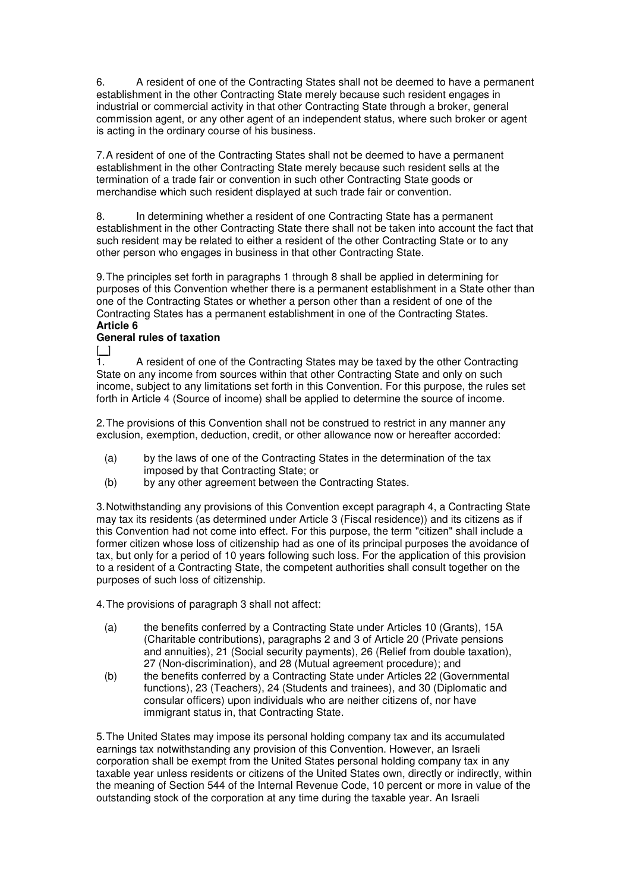6. A resident of one of the Contracting States shall not be deemed to have a permanent establishment in the other Contracting State merely because such resident engages in industrial or commercial activity in that other Contracting State through a broker, general commission agent, or any other agent of an independent status, where such broker or agent is acting in the ordinary course of his business.

7. A resident of one of the Contracting States shall not be deemed to have a permanent establishment in the other Contracting State merely because such resident sells at the termination of a trade fair or convention in such other Contracting State goods or merchandise which such resident displayed at such trade fair or convention.

8. In determining whether a resident of one Contracting State has a permanent establishment in the other Contracting State there shall not be taken into account the fact that such resident may be related to either a resident of the other Contracting State or to any other person who engages in business in that other Contracting State.

9. The principles set forth in paragraphs 1 through 8 shall be applied in determining for purposes of this Convention whether there is a permanent establishment in a State other than one of the Contracting States or whether a person other than a resident of one of the Contracting States has a permanent establishment in one of the Contracting States.

**Article 6**

**General rules of taxation**

[_]

1. A resident of one of the Contracting States may be taxed by the other Contracting State on any income from sources within that other Contracting State and only on such income, subject to any limitations set forth in this Convention. For this purpose, the rules set forth in Article 4 (Source of income) shall be applied to determine the source of income.

2. The provisions of this Convention shall not be construed to restrict in any manner any exclusion, exemption, deduction, credit, or other allowance now or hereafter accorded:

(a) by the laws of one of the Contracting States in the determination of the tax imposed by that Contracting State; or

(b) by any other agreement between the Contracting States.

3. Notwithstanding any provisions of this Convention except paragraph 4, a Contracting State may tax its residents (as determined under Article 3 (Fiscal residence)) and its citizens as if this Convention had not come into effect. For this purpose, the term "citizen" shall include a former citizen whose loss of citizenship had as one of its principal purposes the avoidance of tax, but only for a period of 10 years following such loss. For the application of this provision to a resident of a Contracting State, the competent authorities shall consult together on the purposes of such loss of citizenship.

4. The provisions of paragraph 3 shall not affect:

(a) the benefits conferred by a Contracting State under Articles 10 (Grants), 15A (Charitable contributions), paragraphs 2 and 3 of Article 20 (Private pensions and annuities), 21 (Social security payments), 26 (Relief from double taxation), 27 (Non-discrimination), and 28 (Mutual agreement procedure); and

(b) the benefits conferred by a Contracting State under Articles 22 (Governmental functions), 23 (Teachers), 24 (Students and trainees), and 30 (Diplomatic and consular officers) upon individuals who are neither citizens of, nor have immigrant status in, that Contracting State.

5. The United States may impose its personal holding company tax and its accumulated earnings tax notwithstanding any provision of this Convention. However, an Israeli corporation shall be exempt from the United States personal holding company tax in any taxable year unless residents or citizens of the United States own, directly or indirectly, within the meaning of Section 544 of the Internal Revenue Code, 10 percent or more in value of the outstanding stock of the corporation at any time during the taxable year. An Israeli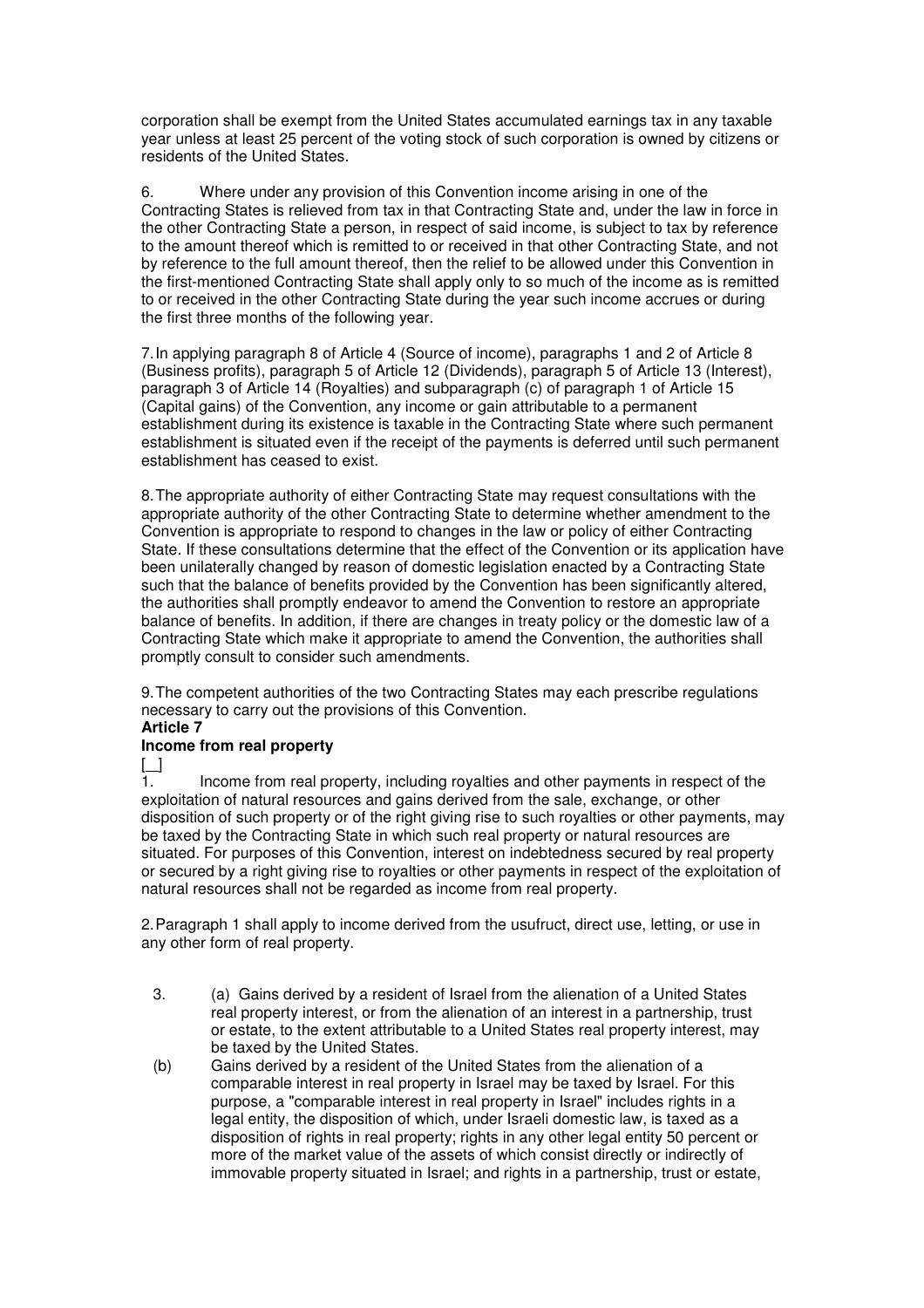corporation shall be exempt from the United States accumulated earnings tax in any taxable year unless at least 25 percent of the voting stock of such corporation is owned by citizens or residents of the United States.

6. Where under any provision of this Convention income arising in one of the Contracting States is relieved from tax in that Contracting State and, under the law in force in the other Contracting State a person, in respect of said income, is subject to tax by reference to the amount thereof which is remitted to or received in that other Contracting State, and not by reference to the full amount thereof, then the relief to be allowed under this Convention in the first-mentioned Contracting State shall apply only to so much of the income as is remitted to or received in the other Contracting State during the year such income accrues or during the first three months of the following year.

7. In applying paragraph 8 of Article 4 (Source of income), paragraphs 1 and 2 of Article 8 (Business profits), paragraph 5 of Article 12 (Dividends), paragraph 5 of Article 13 (Interest), paragraph 3 of Article 14 (Royalties) and subparagraph (c) of paragraph 1 of Article 15 (Capital gains) of the Convention, any income or gain attributable to a permanent establishment during its existence is taxable in the Contracting State where such permanent establishment is situated even if the receipt of the payments is deferred until such permanent establishment has ceased to exist.

8. The appropriate authority of either Contracting State may request consultations with the appropriate authority of the other Contracting State to determine whether amendment to the Convention is appropriate to respond to changes in the law or policy of either Contracting State. If these consultations determine that the effect of the Convention or its application have been unilaterally changed by reason of domestic legislation enacted by a Contracting State such that the balance of benefits provided by the Convention has been significantly altered, the authorities shall promptly endeavor to amend the Convention to restore an appropriate balance of benefits. In addition, if there are changes in treaty policy or the domestic law of a Contracting State which make it appropriate to amend the Convention, the authorities shall promptly consult to consider such amendments.

9. The competent authorities of the two Contracting States may each prescribe regulations necessary to carry out the provisions of this Convention.

**Article 7**

**Income from real property**

[_]

1. Income from real property, including royalties and other payments in respect of the exploitation of natural resources and gains derived from the sale, exchange, or other disposition of such property or of the right giving rise to such royalties or other payments, may be taxed by the Contracting State in which such real property or natural resources are situated. For purposes of this Convention, interest on indebtedness secured by real property or secured by a right giving rise to royalties or other payments in respect of the exploitation of natural resources shall not be regarded as income from real property.

2. Paragraph 1 shall apply to income derived from the usufruct, direct use, letting, or use in any other form of real property.

3. (a) Gains derived by a resident of Israel from the alienation of a United States real property interest, or from the alienation of an interest in a partnership, trust or estate, to the extent attributable to a United States real property interest, may be taxed by the United States.

(b) Gains derived by a resident of the United States from the alienation of a comparable interest in real property in Israel may be taxed by Israel. For this purpose, a "comparable interest in real property in Israel" includes rights in a legal entity, the disposition of which, under Israeli domestic law, is taxed as a disposition of rights in real property; rights in any other legal entity 50 percent or more of the market value of the assets of which consist directly or indirectly of immovable property situated in Israel; and rights in a partnership, trust or estate,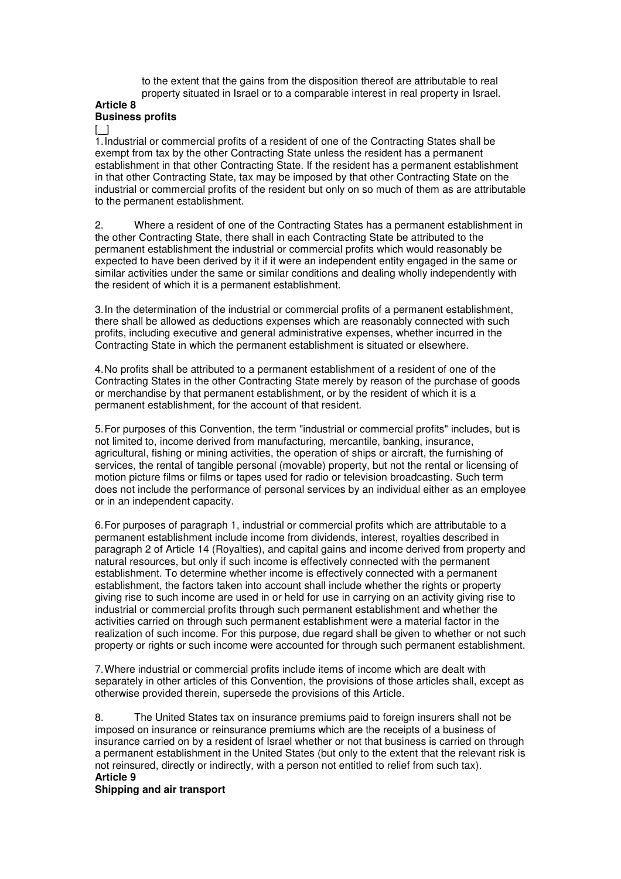to the extent that the gains from the disposition thereof are attributable to real property situated in Israel or to a comparable interest in real property in Israel.

**Article 8**
**Business profits**

[__]

1. Industrial or commercial profits of a resident of one of the Contracting States shall be exempt from tax by the other Contracting State unless the resident has a permanent establishment in that other Contracting State. If the resident has a permanent establishment in that other Contracting State, tax may be imposed by that other Contracting State on the industrial or commercial profits of the resident but only on so much of them as are attributable to the permanent establishment.

2. Where a resident of one of the Contracting States has a permanent establishment in the other Contracting State, there shall in each Contracting State be attributed to the permanent establishment the industrial or commercial profits which would reasonably be expected to have been derived by it if it were an independent entity engaged in the same or similar activities under the same or similar conditions and dealing wholly independently with the resident of which it is a permanent establishment.

3. In the determination of the industrial or commercial profits of a permanent establishment, there shall be allowed as deductions expenses which are reasonably connected with such profits, including executive and general administrative expenses, whether incurred in the Contracting State in which the permanent establishment is situated or elsewhere.

4. No profits shall be attributed to a permanent establishment of a resident of one of the Contracting States in the other Contracting State merely by reason of the purchase of goods or merchandise by that permanent establishment, or by the resident of which it is a permanent establishment, for the account of that resident.

5. For purposes of this Convention, the term "industrial or commercial profits" includes, but is not limited to, income derived from manufacturing, mercantile, banking, insurance, agricultural, fishing or mining activities, the operation of ships or aircraft, the furnishing of services, the rental of tangible personal (movable) property, but not the rental or licensing of motion picture films or films or tapes used for radio or television broadcasting. Such term does not include the performance of personal services by an individual either as an employee or in an independent capacity.

6. For purposes of paragraph 1, industrial or commercial profits which are attributable to a permanent establishment include income from dividends, interest, royalties described in paragraph 2 of Article 14 (Royalties), and capital gains and income derived from property and natural resources, but only if such income is effectively connected with the permanent establishment. To determine whether income is effectively connected with a permanent establishment, the factors taken into account shall include whether the rights or property giving rise to such income are used in or held for use in carrying on an activity giving rise to industrial or commercial profits through such permanent establishment and whether the activities carried on through such permanent establishment were a material factor in the realization of such income. For this purpose, due regard shall be given to whether or not such property or rights or such income were accounted for through such permanent establishment.

7. Where industrial or commercial profits include items of income which are dealt with separately in other articles of this Convention, the provisions of those articles shall, except as otherwise provided therein, supersede the provisions of this Article.

8. The United States tax on insurance premiums paid to foreign insurers shall not be imposed on insurance or reinsurance premiums which are the receipts of a business of insurance carried on by a resident of Israel whether or not that business is carried on through a permanent establishment in the United States (but only to the extent that the relevant risk is not reinsured, directly or indirectly, with a person not entitled to relief from such tax).

**Article 9**
**Shipping and air transport**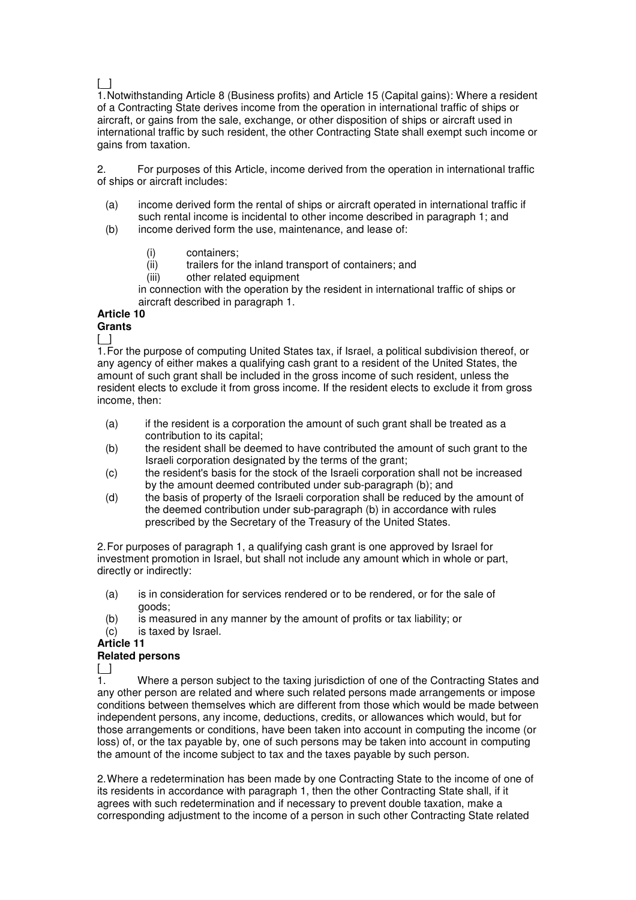[_]

1. Notwithstanding Article 8 (Business profits) and Article 15 (Capital gains): Where a resident of a Contracting State derives income from the operation in international traffic of ships or aircraft, or gains from the sale, exchange, or other disposition of ships or aircraft used in international traffic by such resident, the other Contracting State shall exempt such income or gains from taxation.

2. For purposes of this Article, income derived from the operation in international traffic of ships or aircraft includes:

(a) income derived form the rental of ships or aircraft operated in international traffic if such rental income is incidental to other income described in paragraph 1; and

(b) income derived form the use, maintenance, and lease of:

(i) containers;

(ii) trailers for the inland transport of containers; and

(iii) other related equipment

in connection with the operation by the resident in international traffic of ships or aircraft described in paragraph 1.

**Article 10**

**Grants**

[_]

1. For the purpose of computing United States tax, if Israel, a political subdivision thereof, or any agency of either makes a qualifying cash grant to a resident of the United States, the amount of such grant shall be included in the gross income of such resident, unless the resident elects to exclude it from gross income. If the resident elects to exclude it from gross income, then:

(a) if the resident is a corporation the amount of such grant shall be treated as a contribution to its capital;

(b) the resident shall be deemed to have contributed the amount of such grant to the Israeli corporation designated by the terms of the grant;

(c) the resident's basis for the stock of the Israeli corporation shall not be increased by the amount deemed contributed under sub-paragraph (b); and

(d) the basis of property of the Israeli corporation shall be reduced by the amount of the deemed contribution under sub-paragraph (b) in accordance with rules prescribed by the Secretary of the Treasury of the United States.

2. For purposes of paragraph 1, a qualifying cash grant is one approved by Israel for investment promotion in Israel, but shall not include any amount which in whole or part, directly or indirectly:

(a) is in consideration for services rendered or to be rendered, or for the sale of goods;

(b) is measured in any manner by the amount of profits or tax liability; or

(c) is taxed by Israel.

**Article 11**

**Related persons**

[_]

1. Where a person subject to the taxing jurisdiction of one of the Contracting States and any other person are related and where such related persons made arrangements or impose conditions between themselves which are different from those which would be made between independent persons, any income, deductions, credits, or allowances which would, but for those arrangements or conditions, have been taken into account in computing the income (or loss) of, or the tax payable by, one of such persons may be taken into account in computing the amount of the income subject to tax and the taxes payable by such person.

2. Where a redetermination has been made by one Contracting State to the income of one of its residents in accordance with paragraph 1, then the other Contracting State shall, if it agrees with such redetermination and if necessary to prevent double taxation, make a corresponding adjustment to the income of a person in such other Contracting State related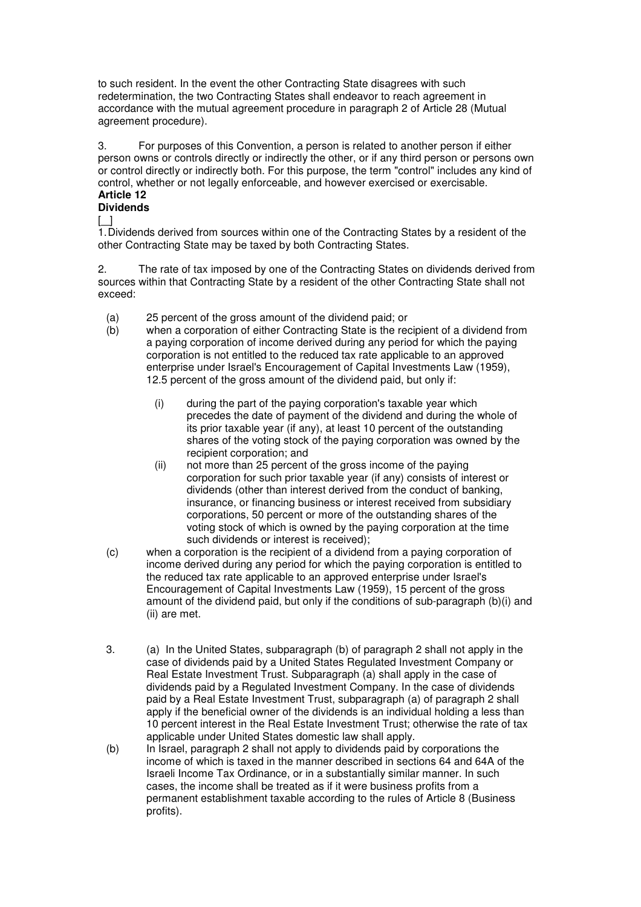to such resident. In the event the other Contracting State disagrees with such redetermination, the two Contracting States shall endeavor to reach agreement in accordance with the mutual agreement procedure in paragraph 2 of Article 28 (Mutual agreement procedure).

3. For purposes of this Convention, a person is related to another person if either person owns or controls directly or indirectly the other, or if any third person or persons own or control directly or indirectly both. For this purpose, the term "control" includes any kind of control, whether or not legally enforceable, and however exercised or exercisable.

**Article 12**

**Dividends**

[__]

1. Dividends derived from sources within one of the Contracting States by a resident of the other Contracting State may be taxed by both Contracting States.

2. The rate of tax imposed by one of the Contracting States on dividends derived from sources within that Contracting State by a resident of the other Contracting State shall not exceed:

(a) 25 percent of the gross amount of the dividend paid; or

(b) when a corporation of either Contracting State is the recipient of a dividend from a paying corporation of income derived during any period for which the paying corporation is not entitled to the reduced tax rate applicable to an approved enterprise under Israel's Encouragement of Capital Investments Law (1959), 12.5 percent of the gross amount of the dividend paid, but only if:

   (i) during the part of the paying corporation's taxable year which precedes the date of payment of the dividend and during the whole of its prior taxable year (if any), at least 10 percent of the outstanding shares of the voting stock of the paying corporation was owned by the recipient corporation; and

   (ii) not more than 25 percent of the gross income of the paying corporation for such prior taxable year (if any) consists of interest or dividends (other than interest derived from the conduct of banking, insurance, or financing business or interest received from subsidiary corporations, 50 percent or more of the outstanding shares of the voting stock of which is owned by the paying corporation at the time such dividends or interest is received);

(c) when a corporation is the recipient of a dividend from a paying corporation of income derived during any period for which the paying corporation is entitled to the reduced tax rate applicable to an approved enterprise under Israel's Encouragement of Capital Investments Law (1959), 15 percent of the gross amount of the dividend paid, but only if the conditions of sub-paragraph (b)(i) and (ii) are met.

3. (a) In the United States, subparagraph (b) of paragraph 2 shall not apply in the case of dividends paid by a United States Regulated Investment Company or Real Estate Investment Trust. Subparagraph (a) shall apply in the case of dividends paid by a Regulated Investment Company. In the case of dividends paid by a Real Estate Investment Trust, subparagraph (a) of paragraph 2 shall apply if the beneficial owner of the dividends is an individual holding a less than 10 percent interest in the Real Estate Investment Trust; otherwise the rate of tax applicable under United States domestic law shall apply.

(b) In Israel, paragraph 2 shall not apply to dividends paid by corporations the income of which is taxed in the manner described in sections 64 and 64A of the Israeli Income Tax Ordinance, or in a substantially similar manner. In such cases, the income shall be treated as if it were business profits from a permanent establishment taxable according to the rules of Article 8 (Business profits).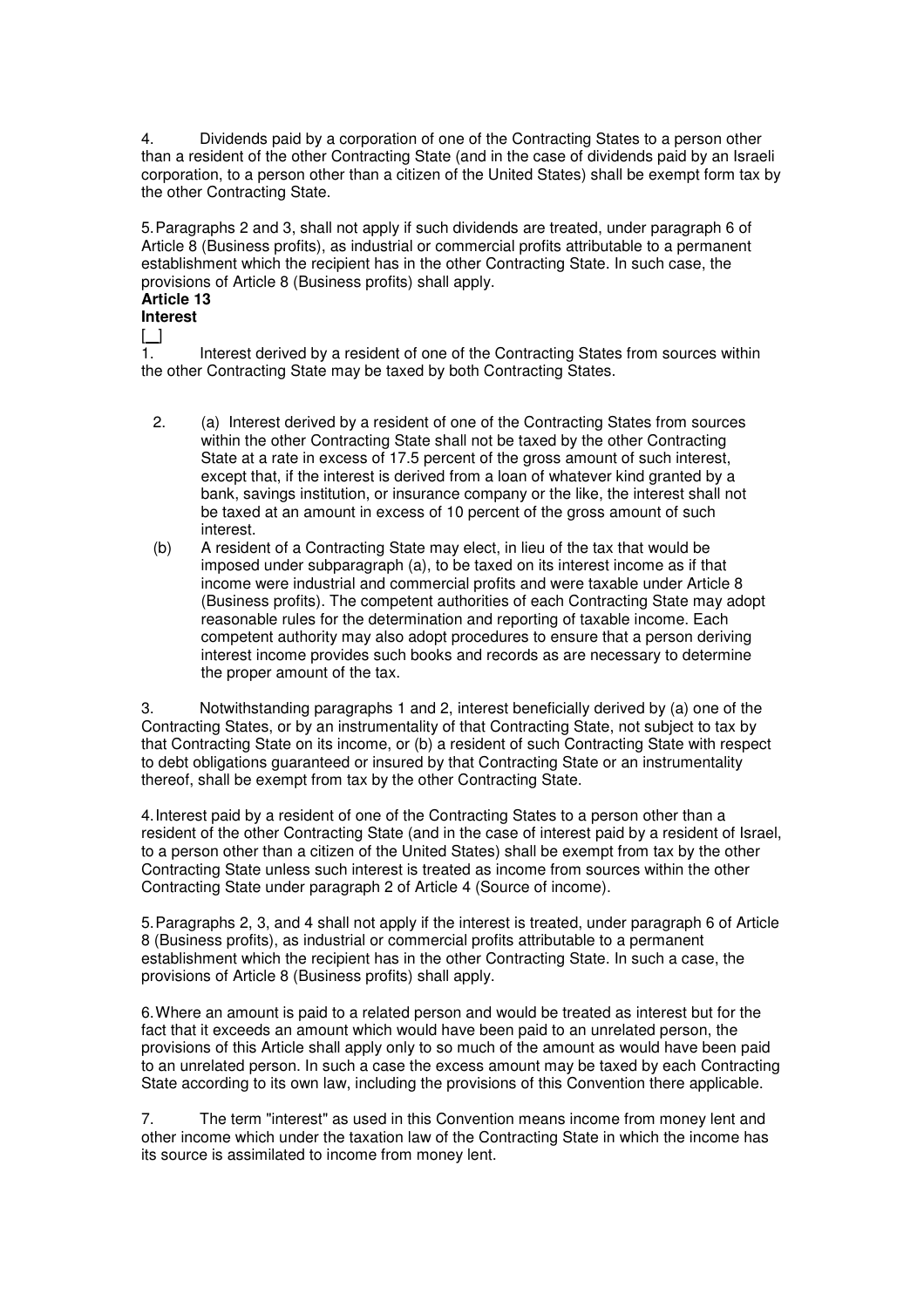4. Dividends paid by a corporation of one of the Contracting States to a person other than a resident of the other Contracting State (and in the case of dividends paid by an Israeli corporation, to a person other than a citizen of the United States) shall be exempt form tax by the other Contracting State.

5. Paragraphs 2 and 3, shall not apply if such dividends are treated, under paragraph 6 of Article 8 (Business profits), as industrial or commercial profits attributable to a permanent establishment which the recipient has in the other Contracting State. In such case, the provisions of Article 8 (Business profits) shall apply.

**Article 13**
**Interest**

[ ]

1. Interest derived by a resident of one of the Contracting States from sources within the other Contracting State may be taxed by both Contracting States.

2. (a) Interest derived by a resident of one of the Contracting States from sources within the other Contracting State shall not be taxed by the other Contracting State at a rate in excess of 17.5 percent of the gross amount of such interest, except that, if the interest is derived from a loan of whatever kind granted by a bank, savings institution, or insurance company or the like, the interest shall not be taxed at an amount in excess of 10 percent of the gross amount of such interest.

   (b) A resident of a Contracting State may elect, in lieu of the tax that would be imposed under subparagraph (a), to be taxed on its interest income as if that income were industrial and commercial profits and were taxable under Article 8 (Business profits). The competent authorities of each Contracting State may adopt reasonable rules for the determination and reporting of taxable income. Each competent authority may also adopt procedures to ensure that a person deriving interest income provides such books and records as are necessary to determine the proper amount of the tax.

3. Notwithstanding paragraphs 1 and 2, interest beneficially derived by (a) one of the Contracting States, or by an instrumentality of that Contracting State, not subject to tax by that Contracting State on its income, or (b) a resident of such Contracting State with respect to debt obligations guaranteed or insured by that Contracting State or an instrumentality thereof, shall be exempt from tax by the other Contracting State.

4. Interest paid by a resident of one of the Contracting States to a person other than a resident of the other Contracting State (and in the case of interest paid by a resident of Israel, to a person other than a citizen of the United States) shall be exempt from tax by the other Contracting State unless such interest is treated as income from sources within the other Contracting State under paragraph 2 of Article 4 (Source of income).

5. Paragraphs 2, 3, and 4 shall not apply if the interest is treated, under paragraph 6 of Article 8 (Business profits), as industrial or commercial profits attributable to a permanent establishment which the recipient has in the other Contracting State. In such a case, the provisions of Article 8 (Business profits) shall apply.

6. Where an amount is paid to a related person and would be treated as interest but for the fact that it exceeds an amount which would have been paid to an unrelated person, the provisions of this Article shall apply only to so much of the amount as would have been paid to an unrelated person. In such a case the excess amount may be taxed by each Contracting State according to its own law, including the provisions of this Convention there applicable.

7. The term "interest" as used in this Convention means income from money lent and other income which under the taxation law of the Contracting State in which the income has its source is assimilated to income from money lent.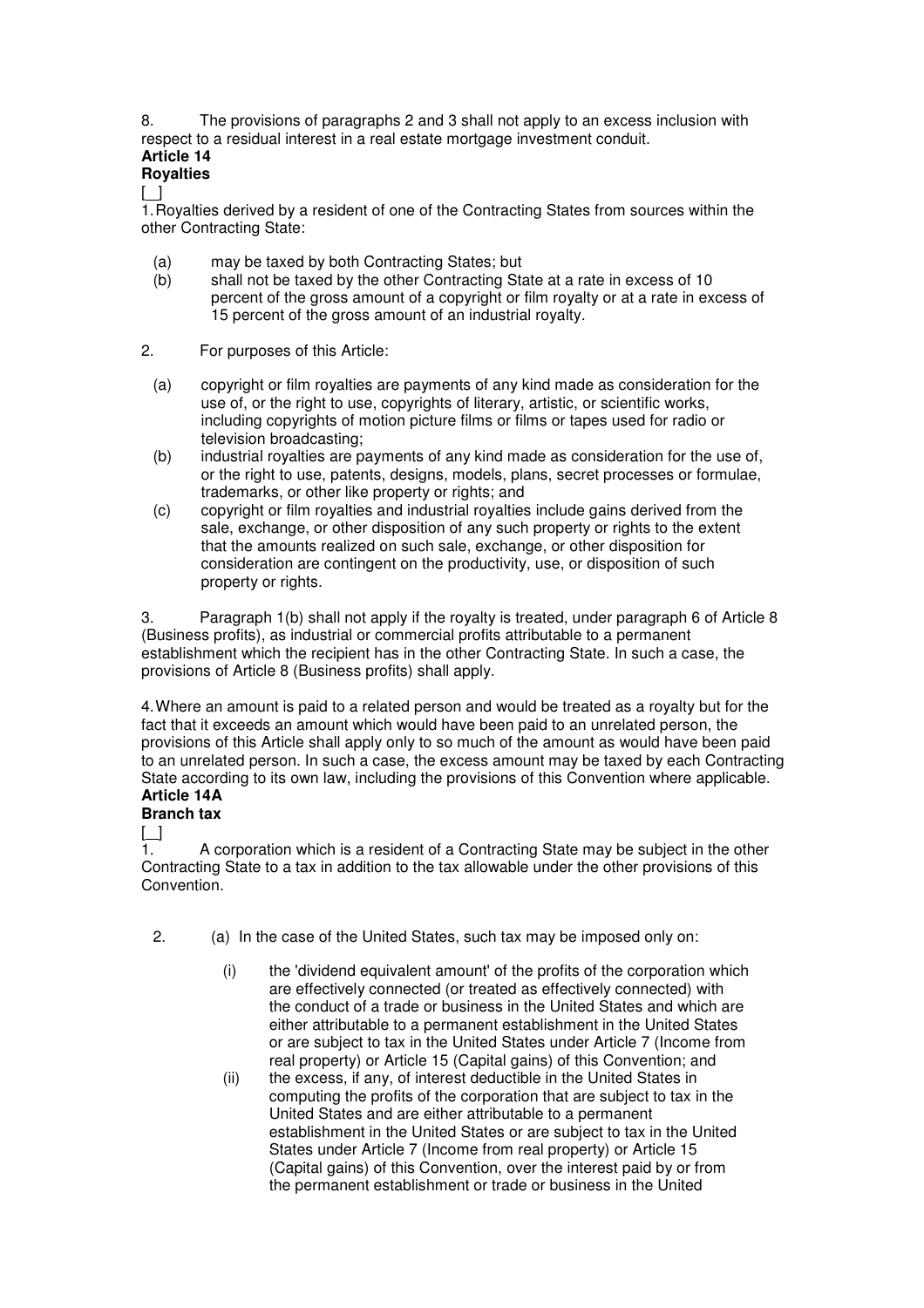8. The provisions of paragraphs 2 and 3 shall not apply to an excess inclusion with respect to a residual interest in a real estate mortgage investment conduit.

**Article 14**

**Royalties**

[_]

1. Royalties derived by a resident of one of the Contracting States from sources within the other Contracting State:

   (a) may be taxed by both Contracting States; but
   (b) shall not be taxed by the other Contracting State at a rate in excess of 10 percent of the gross amount of a copyright or film royalty or at a rate in excess of 15 percent of the gross amount of an industrial royalty.

2. For purposes of this Article:

   (a) copyright or film royalties are payments of any kind made as consideration for the use of, or the right to use, copyrights of literary, artistic, or scientific works, including copyrights of motion picture films or films or tapes used for radio or television broadcasting;
   (b) industrial royalties are payments of any kind made as consideration for the use of, or the right to use, patents, designs, models, plans, secret processes or formulae, trademarks, or other like property or rights; and
   (c) copyright or film royalties and industrial royalties include gains derived from the sale, exchange, or other disposition of any such property or rights to the extent that the amounts realized on such sale, exchange, or other disposition for consideration are contingent on the productivity, use, or disposition of such property or rights.

3. Paragraph 1(b) shall not apply if the royalty is treated, under paragraph 6 of Article 8 (Business profits), as industrial or commercial profits attributable to a permanent establishment which the recipient has in the other Contracting State. In such a case, the provisions of Article 8 (Business profits) shall apply.

4. Where an amount is paid to a related person and would be treated as a royalty but for the fact that it exceeds an amount which would have been paid to an unrelated person, the provisions of this Article shall apply only to so much of the amount as would have been paid to an unrelated person. In such a case, the excess amount may be taxed by each Contracting State according to its own law, including the provisions of this Convention where applicable.

**Article 14A**

**Branch tax**

[_]

1. A corporation which is a resident of a Contracting State may be subject in the other Contracting State to a tax in addition to the tax allowable under the other provisions of this Convention.

2. (a) In the case of the United States, such tax may be imposed only on:

   (i) the 'dividend equivalent amount' of the profits of the corporation which are effectively connected (or treated as effectively connected) with the conduct of a trade or business in the United States and which are either attributable to a permanent establishment in the United States or are subject to tax in the United States under Article 7 (Income from real property) or Article 15 (Capital gains) of this Convention; and
   (ii) the excess, if any, of interest deductible in the United States in computing the profits of the corporation that are subject to tax in the United States and are either attributable to a permanent establishment in the United States or are subject to tax in the United States under Article 7 (Income from real property) or Article 15 (Capital gains) of this Convention, over the interest paid by or from the permanent establishment or trade or business in the United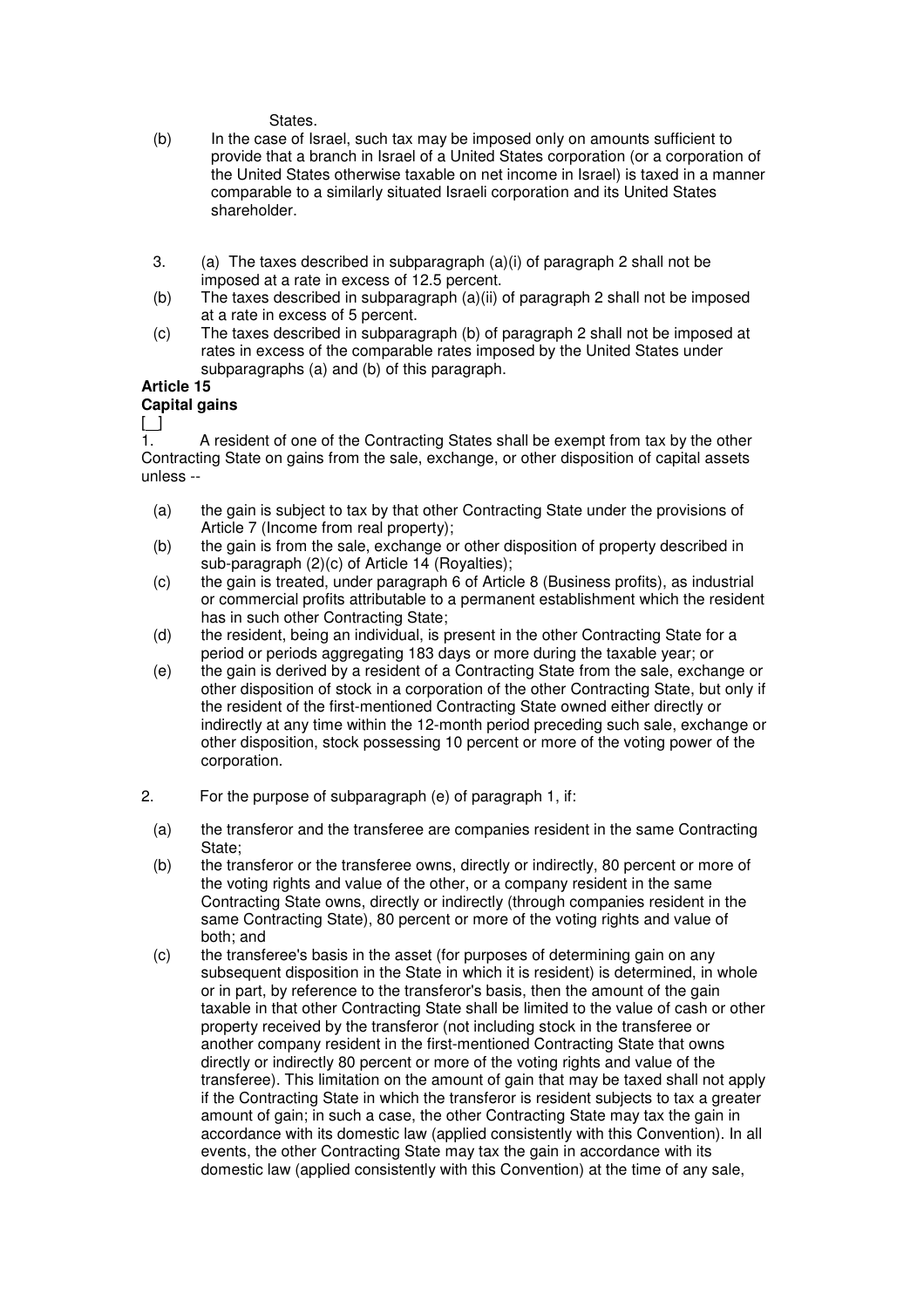States.

(b) In the case of Israel, such tax may be imposed only on amounts sufficient to provide that a branch in Israel of a United States corporation (or a corporation of the United States otherwise taxable on net income in Israel) is taxed in a manner comparable to a similarly situated Israeli corporation and its United States shareholder.

3. (a) The taxes described in subparagraph (a)(i) of paragraph 2 shall not be imposed at a rate in excess of 12.5 percent.

(b) The taxes described in subparagraph (a)(ii) of paragraph 2 shall not be imposed at a rate in excess of 5 percent.

(c) The taxes described in subparagraph (b) of paragraph 2 shall not be imposed at rates in excess of the comparable rates imposed by the United States under subparagraphs (a) and (b) of this paragraph.

**Article 15**
**Capital gains**

[_]

1. A resident of one of the Contracting States shall be exempt from tax by the other Contracting State on gains from the sale, exchange, or other disposition of capital assets unless --

(a) the gain is subject to tax by that other Contracting State under the provisions of Article 7 (Income from real property);

(b) the gain is from the sale, exchange or other disposition of property described in sub-paragraph (2)(c) of Article 14 (Royalties);

(c) the gain is treated, under paragraph 6 of Article 8 (Business profits), as industrial or commercial profits attributable to a permanent establishment which the resident has in such other Contracting State;

(d) the resident, being an individual, is present in the other Contracting State for a period or periods aggregating 183 days or more during the taxable year; or

(e) the gain is derived by a resident of a Contracting State from the sale, exchange or other disposition of stock in a corporation of the other Contracting State, but only if the resident of the first-mentioned Contracting State owned either directly or indirectly at any time within the 12-month period preceding such sale, exchange or other disposition, stock possessing 10 percent or more of the voting power of the corporation.

2. For the purpose of subparagraph (e) of paragraph 1, if:

(a) the transferor and the transferee are companies resident in the same Contracting State;

(b) the transferor or the transferee owns, directly or indirectly, 80 percent or more of the voting rights and value of the other, or a company resident in the same Contracting State owns, directly or indirectly (through companies resident in the same Contracting State), 80 percent or more of the voting rights and value of both; and

(c) the transferee's basis in the asset (for purposes of determining gain on any subsequent disposition in the State in which it is resident) is determined, in whole or in part, by reference to the transferor's basis, then the amount of the gain taxable in that other Contracting State shall be limited to the value of cash or other property received by the transferor (not including stock in the transferee or another company resident in the first-mentioned Contracting State that owns directly or indirectly 80 percent or more of the voting rights and value of the transferee). This limitation on the amount of gain that may be taxed shall not apply if the Contracting State in which the transferor is resident subjects to tax a greater amount of gain; in such a case, the other Contracting State may tax the gain in accordance with its domestic law (applied consistently with this Convention). In all events, the other Contracting State may tax the gain in accordance with its domestic law (applied consistently with this Convention) at the time of any sale,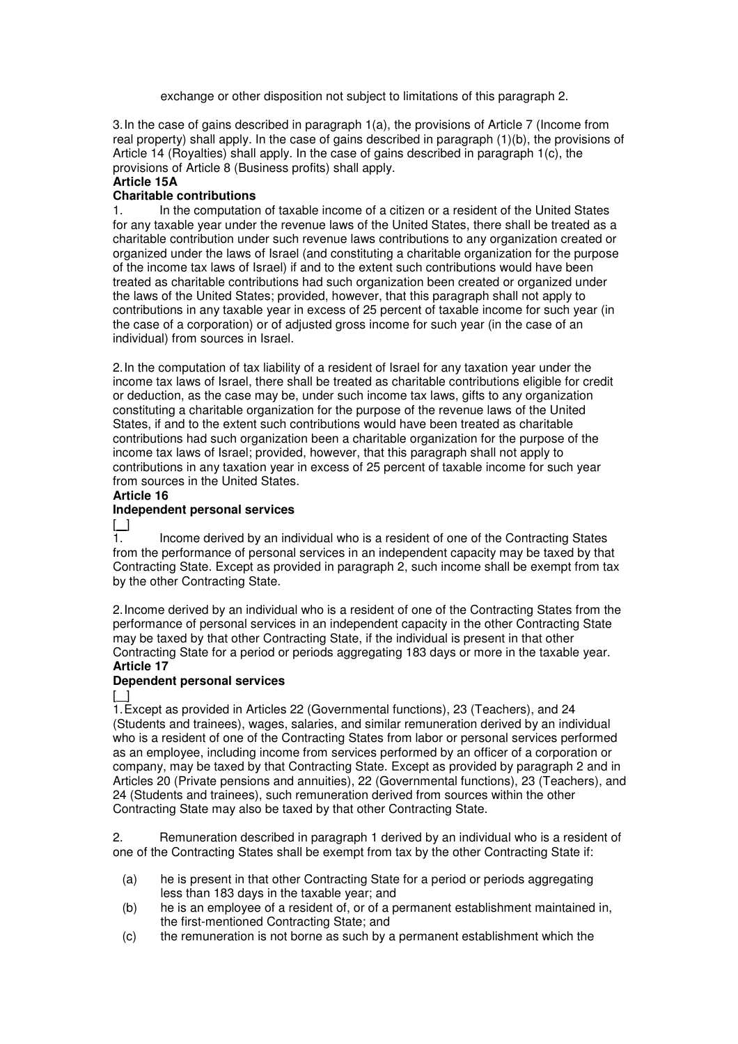exchange or other disposition not subject to limitations of this paragraph 2.

3. In the case of gains described in paragraph 1(a), the provisions of Article 7 (Income from real property) shall apply. In the case of gains described in paragraph (1)(b), the provisions of Article 14 (Royalties) shall apply. In the case of gains described in paragraph 1(c), the provisions of Article 8 (Business profits) shall apply.

**Article 15A**

**Charitable contributions**

1. In the computation of taxable income of a citizen or a resident of the United States for any taxable year under the revenue laws of the United States, there shall be treated as a charitable contribution under such revenue laws contributions to any organization created or organized under the laws of Israel (and constituting a charitable organization for the purpose of the income tax laws of Israel) if and to the extent such contributions would have been treated as charitable contributions had such organization been created or organized under the laws of the United States; provided, however, that this paragraph shall not apply to contributions in any taxable year in excess of 25 percent of taxable income for such year (in the case of a corporation) or of adjusted gross income for such year (in the case of an individual) from sources in Israel.

2. In the computation of tax liability of a resident of Israel for any taxation year under the income tax laws of Israel, there shall be treated as charitable contributions eligible for credit or deduction, as the case may be, under such income tax laws, gifts to any organization constituting a charitable organization for the purpose of the revenue laws of the United States, if and to the extent such contributions would have been treated as charitable contributions had such organization been a charitable organization for the purpose of the income tax laws of Israel; provided, however, that this paragraph shall not apply to contributions in any taxation year in excess of 25 percent of taxable income for such year from sources in the United States.

**Article 16**

**Independent personal services**

[_]

1. Income derived by an individual who is a resident of one of the Contracting States from the performance of personal services in an independent capacity may be taxed by that Contracting State. Except as provided in paragraph 2, such income shall be exempt from tax by the other Contracting State.

2. Income derived by an individual who is a resident of one of the Contracting States from the performance of personal services in an independent capacity in the other Contracting State may be taxed by that other Contracting State, if the individual is present in that other Contracting State for a period or periods aggregating 183 days or more in the taxable year.

**Article 17**

**Dependent personal services**

[_]

1. Except as provided in Articles 22 (Governmental functions), 23 (Teachers), and 24 (Students and trainees), wages, salaries, and similar remuneration derived by an individual who is a resident of one of the Contracting States from labor or personal services performed as an employee, including income from services performed by an officer of a corporation or company, may be taxed by that Contracting State. Except as provided by paragraph 2 and in Articles 20 (Private pensions and annuities), 22 (Governmental functions), 23 (Teachers), and 24 (Students and trainees), such remuneration derived from sources within the other Contracting State may also be taxed by that other Contracting State.

2. Remuneration described in paragraph 1 derived by an individual who is a resident of one of the Contracting States shall be exempt from tax by the other Contracting State if:

(a) he is present in that other Contracting State for a period or periods aggregating less than 183 days in the taxable year; and

(b) he is an employee of a resident of, or of a permanent establishment maintained in, the first-mentioned Contracting State; and

(c) the remuneration is not borne as such by a permanent establishment which the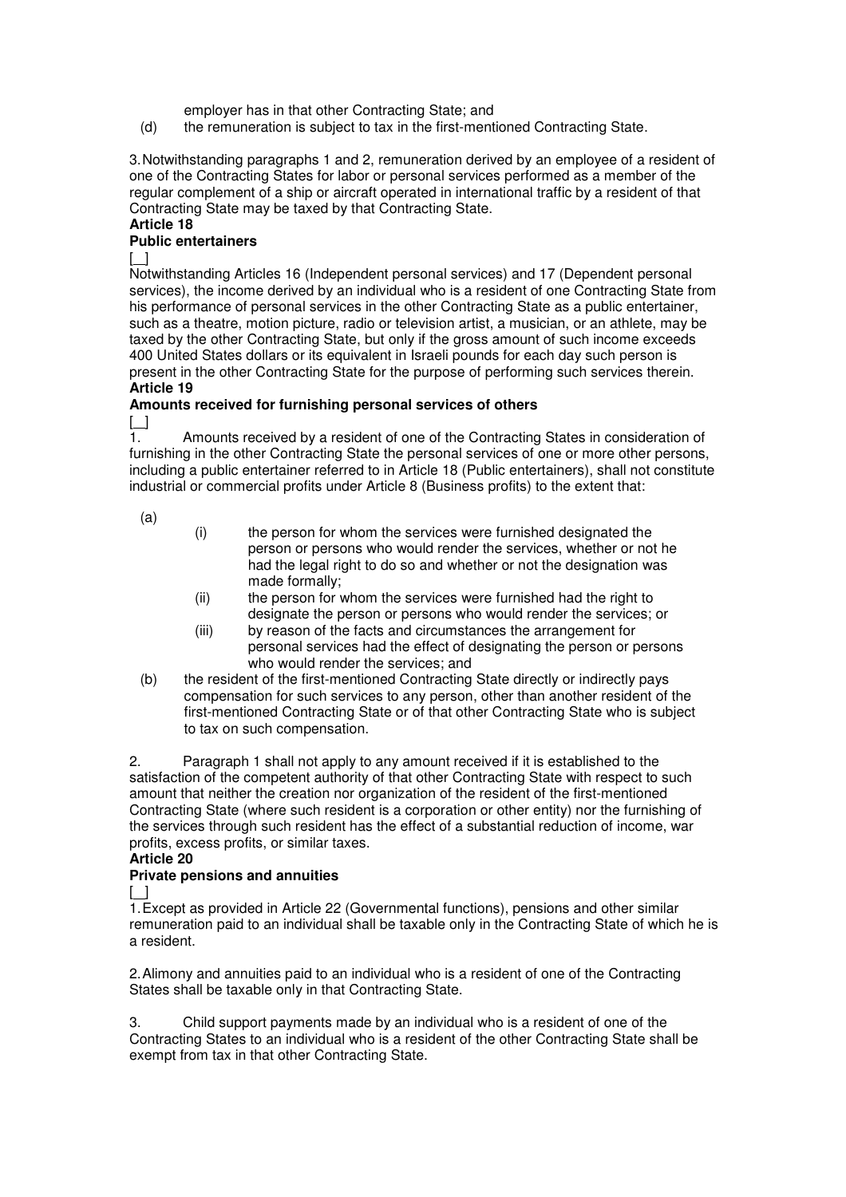employer has in that other Contracting State; and

(d) the remuneration is subject to tax in the first-mentioned Contracting State.

3. Notwithstanding paragraphs 1 and 2, remuneration derived by an employee of a resident of one of the Contracting States for labor or personal services performed as a member of the regular complement of a ship or aircraft operated in international traffic by a resident of that Contracting State may be taxed by that Contracting State.

**Article 18**

**Public entertainers**

[_]

Notwithstanding Articles 16 (Independent personal services) and 17 (Dependent personal services), the income derived by an individual who is a resident of one Contracting State from his performance of personal services in the other Contracting State as a public entertainer, such as a theatre, motion picture, radio or television artist, a musician, or an athlete, may be taxed by the other Contracting State, but only if the gross amount of such income exceeds 400 United States dollars or its equivalent in Israeli pounds for each day such person is present in the other Contracting State for the purpose of performing such services therein.

**Article 19**

**Amounts received for furnishing personal services of others**

[_]

1. Amounts received by a resident of one of the Contracting States in consideration of furnishing in the other Contracting State the personal services of one or more other persons, including a public entertainer referred to in Article 18 (Public entertainers), shall not constitute industrial or commercial profits under Article 8 (Business profits) to the extent that:

(a)

- (i) the person for whom the services were furnished designated the person or persons who would render the services, whether or not he had the legal right to do so and whether or not the designation was made formally;
- (ii) the person for whom the services were furnished had the right to designate the person or persons who would render the services; or
- (iii) by reason of the facts and circumstances the arrangement for personal services had the effect of designating the person or persons who would render the services; and

(b) the resident of the first-mentioned Contracting State directly or indirectly pays compensation for such services to any person, other than another resident of the first-mentioned Contracting State or of that other Contracting State who is subject to tax on such compensation.

2. Paragraph 1 shall not apply to any amount received if it is established to the satisfaction of the competent authority of that other Contracting State with respect to such amount that neither the creation nor organization of the resident of the first-mentioned Contracting State (where such resident is a corporation or other entity) nor the furnishing of the services through such resident has the effect of a substantial reduction of income, war profits, excess profits, or similar taxes.

**Article 20**

**Private pensions and annuities**

[_]

1. Except as provided in Article 22 (Governmental functions), pensions and other similar remuneration paid to an individual shall be taxable only in the Contracting State of which he is a resident.

2. Alimony and annuities paid to an individual who is a resident of one of the Contracting States shall be taxable only in that Contracting State.

3. Child support payments made by an individual who is a resident of one of the Contracting States to an individual who is a resident of the other Contracting State shall be exempt from tax in that other Contracting State.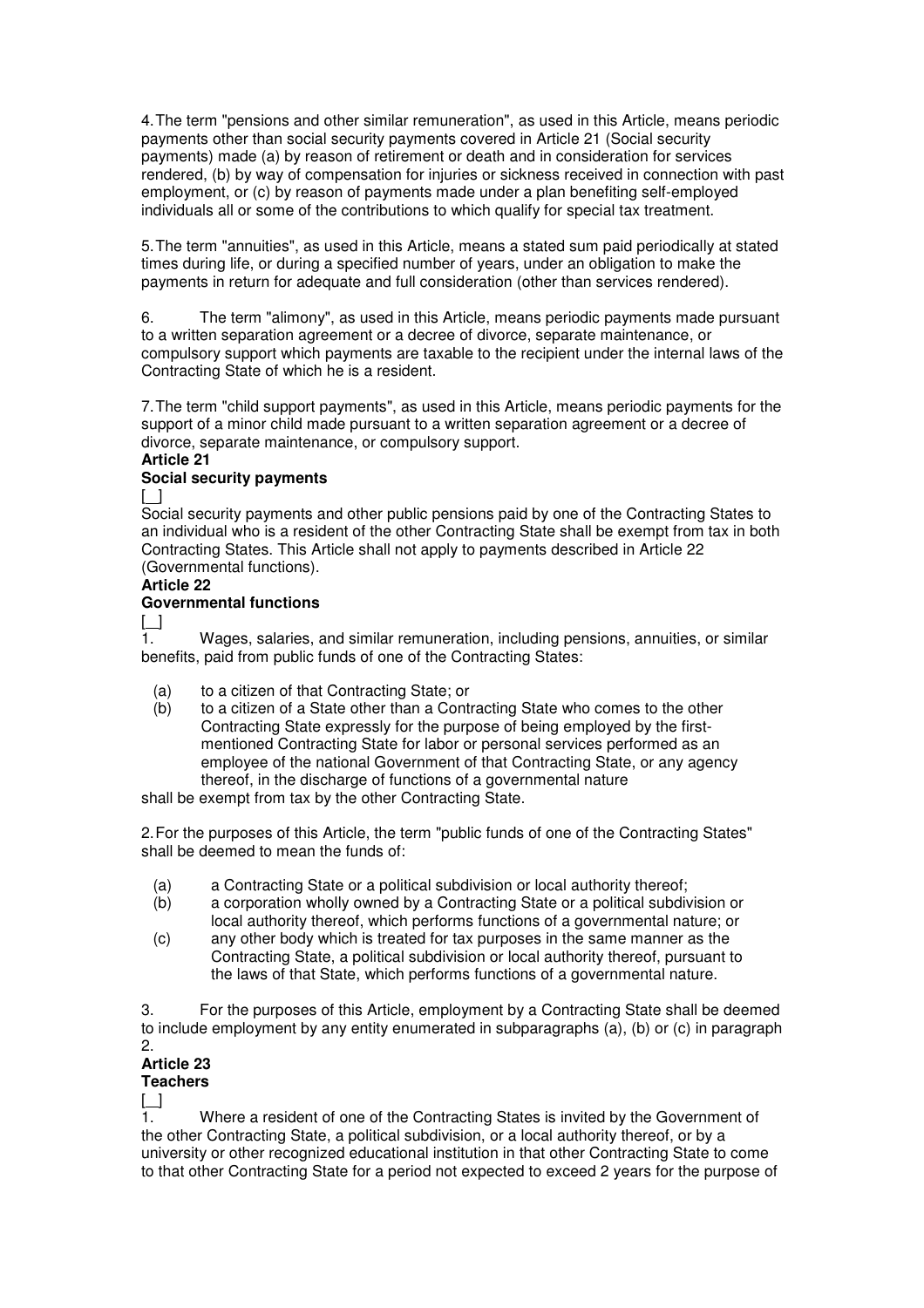4. The term "pensions and other similar remuneration", as used in this Article, means periodic payments other than social security payments covered in Article 21 (Social security payments) made (a) by reason of retirement or death and in consideration for services rendered, (b) by way of compensation for injuries or sickness received in connection with past employment, or (c) by reason of payments made under a plan benefiting self-employed individuals all or some of the contributions to which qualify for special tax treatment.

5. The term "annuities", as used in this Article, means a stated sum paid periodically at stated times during life, or during a specified number of years, under an obligation to make the payments in return for adequate and full consideration (other than services rendered).

6. The term "alimony", as used in this Article, means periodic payments made pursuant to a written separation agreement or a decree of divorce, separate maintenance, or compulsory support which payments are taxable to the recipient under the internal laws of the Contracting State of which he is a resident.

7. The term "child support payments", as used in this Article, means periodic payments for the support of a minor child made pursuant to a written separation agreement or a decree of divorce, separate maintenance, or compulsory support.

**Article 21**

**Social security payments**

[_]

Social security payments and other public pensions paid by one of the Contracting States to an individual who is a resident of the other Contracting State shall be exempt from tax in both Contracting States. This Article shall not apply to payments described in Article 22 (Governmental functions).

**Article 22**

**Governmental functions**

[_]

1. Wages, salaries, and similar remuneration, including pensions, annuities, or similar benefits, paid from public funds of one of the Contracting States:

(a) to a citizen of that Contracting State; or

(b) to a citizen of a State other than a Contracting State who comes to the other Contracting State expressly for the purpose of being employed by the first-mentioned Contracting State for labor or personal services performed as an employee of the national Government of that Contracting State, or any agency thereof, in the discharge of functions of a governmental nature

shall be exempt from tax by the other Contracting State.

2. For the purposes of this Article, the term "public funds of one of the Contracting States" shall be deemed to mean the funds of:

(a) a Contracting State or a political subdivision or local authority thereof;

(b) a corporation wholly owned by a Contracting State or a political subdivision or local authority thereof, which performs functions of a governmental nature; or

(c) any other body which is treated for tax purposes in the same manner as the Contracting State, a political subdivision or local authority thereof, pursuant to the laws of that State, which performs functions of a governmental nature.

3. For the purposes of this Article, employment by a Contracting State shall be deemed to include employment by any entity enumerated in subparagraphs (a), (b) or (c) in paragraph 2.

**Article 23**

**Teachers**

[_]

1. Where a resident of one of the Contracting States is invited by the Government of the other Contracting State, a political subdivision, or a local authority thereof, or by a university or other recognized educational institution in that other Contracting State to come to that other Contracting State for a period not expected to exceed 2 years for the purpose of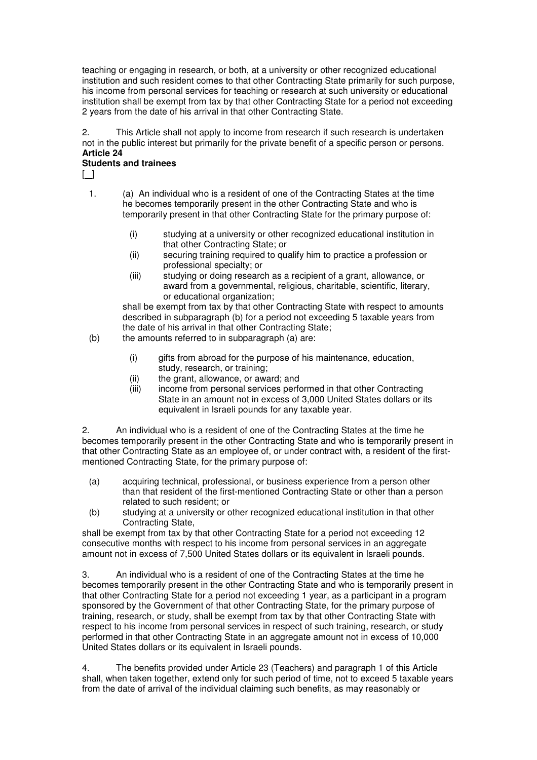teaching or engaging in research, or both, at a university or other recognized educational institution and such resident comes to that other Contracting State primarily for such purpose, his income from personal services for teaching or research at such university or educational institution shall be exempt from tax by that other Contracting State for a period not exceeding 2 years from the date of his arrival in that other Contracting State.

2. This Article shall not apply to income from research if such research is undertaken not in the public interest but primarily for the private benefit of a specific person or persons.

**Article 24**

**Students and trainees**

[ ]

1. (a) An individual who is a resident of one of the Contracting States at the time he becomes temporarily present in the other Contracting State and who is temporarily present in that other Contracting State for the primary purpose of:

   (i) studying at a university or other recognized educational institution in that other Contracting State; or

   (ii) securing training required to qualify him to practice a profession or professional specialty; or

   (iii) studying or doing research as a recipient of a grant, allowance, or award from a governmental, religious, charitable, scientific, literary, or educational organization;

   shall be exempt from tax by that other Contracting State with respect to amounts described in subparagraph (b) for a period not exceeding 5 taxable years from the date of his arrival in that other Contracting State;

(b) the amounts referred to in subparagraph (a) are:

   (i) gifts from abroad for the purpose of his maintenance, education, study, research, or training;

   (ii) the grant, allowance, or award; and

   (iii) income from personal services performed in that other Contracting State in an amount not in excess of 3,000 United States dollars or its equivalent in Israeli pounds for any taxable year.

2. An individual who is a resident of one of the Contracting States at the time he becomes temporarily present in the other Contracting State and who is temporarily present in that other Contracting State as an employee of, or under contract with, a resident of the first-mentioned Contracting State, for the primary purpose of:

(a) acquiring technical, professional, or business experience from a person other than that resident of the first-mentioned Contracting State or other than a person related to such resident; or

(b) studying at a university or other recognized educational institution in that other Contracting State,

shall be exempt from tax by that other Contracting State for a period not exceeding 12 consecutive months with respect to his income from personal services in an aggregate amount not in excess of 7,500 United States dollars or its equivalent in Israeli pounds.

3. An individual who is a resident of one of the Contracting States at the time he becomes temporarily present in the other Contracting State and who is temporarily present in that other Contracting State for a period not exceeding 1 year, as a participant in a program sponsored by the Government of that other Contracting State, for the primary purpose of training, research, or study, shall be exempt from tax by that other Contracting State with respect to his income from personal services in respect of such training, research, or study performed in that other Contracting State in an aggregate amount not in excess of 10,000 United States dollars or its equivalent in Israeli pounds.

4. The benefits provided under Article 23 (Teachers) and paragraph 1 of this Article shall, when taken together, extend only for such period of time, not to exceed 5 taxable years from the date of arrival of the individual claiming such benefits, as may reasonably or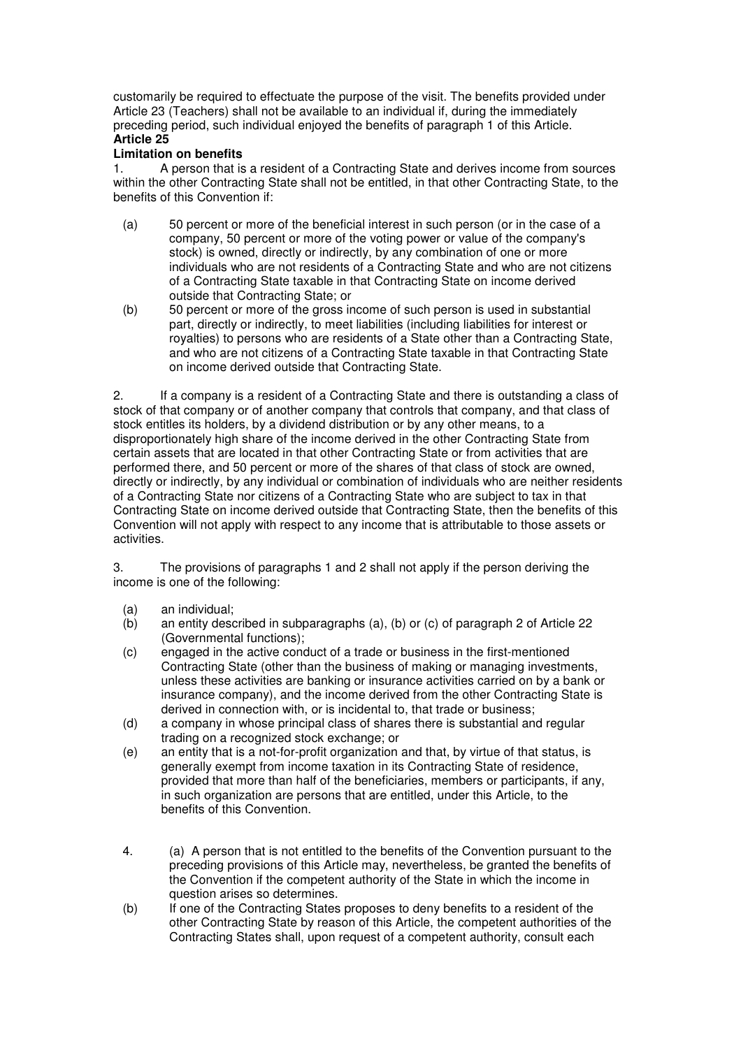customarily be required to effectuate the purpose of the visit. The benefits provided under Article 23 (Teachers) shall not be available to an individual if, during the immediately preceding period, such individual enjoyed the benefits of paragraph 1 of this Article.

**Article 25**

**Limitation on benefits**

1. A person that is a resident of a Contracting State and derives income from sources within the other Contracting State shall not be entitled, in that other Contracting State, to the benefits of this Convention if:

   (a) 50 percent or more of the beneficial interest in such person (or in the case of a company, 50 percent or more of the voting power or value of the company's stock) is owned, directly or indirectly, by any combination of one or more individuals who are not residents of a Contracting State and who are not citizens of a Contracting State taxable in that Contracting State on income derived outside that Contracting State; or

   (b) 50 percent or more of the gross income of such person is used in substantial part, directly or indirectly, to meet liabilities (including liabilities for interest or royalties) to persons who are residents of a State other than a Contracting State, and who are not citizens of a Contracting State taxable in that Contracting State on income derived outside that Contracting State.

2. If a company is a resident of a Contracting State and there is outstanding a class of stock of that company or of another company that controls that company, and that class of stock entitles its holders, by a dividend distribution or by any other means, to a disproportionately high share of the income derived in the other Contracting State from certain assets that are located in that other Contracting State or from activities that are performed there, and 50 percent or more of the shares of that class of stock are owned, directly or indirectly, by any individual or combination of individuals who are neither residents of a Contracting State nor citizens of a Contracting State who are subject to tax in that Contracting State on income derived outside that Contracting State, then the benefits of this Convention will not apply with respect to any income that is attributable to those assets or activities.

3. The provisions of paragraphs 1 and 2 shall not apply if the person deriving the income is one of the following:

   (a) an individual;

   (b) an entity described in subparagraphs (a), (b) or (c) of paragraph 2 of Article 22 (Governmental functions);

   (c) engaged in the active conduct of a trade or business in the first-mentioned Contracting State (other than the business of making or managing investments, unless these activities are banking or insurance activities carried on by a bank or insurance company), and the income derived from the other Contracting State is derived in connection with, or is incidental to, that trade or business;

   (d) a company in whose principal class of shares there is substantial and regular trading on a recognized stock exchange; or

   (e) an entity that is a not-for-profit organization and that, by virtue of that status, is generally exempt from income taxation in its Contracting State of residence, provided that more than half of the beneficiaries, members or participants, if any, in such organization are persons that are entitled, under this Article, to the benefits of this Convention.

4. (a) A person that is not entitled to the benefits of the Convention pursuant to the preceding provisions of this Article may, nevertheless, be granted the benefits of the Convention if the competent authority of the State in which the income in question arises so determines.

   (b) If one of the Contracting States proposes to deny benefits to a resident of the other Contracting State by reason of this Article, the competent authorities of the Contracting States shall, upon request of a competent authority, consult each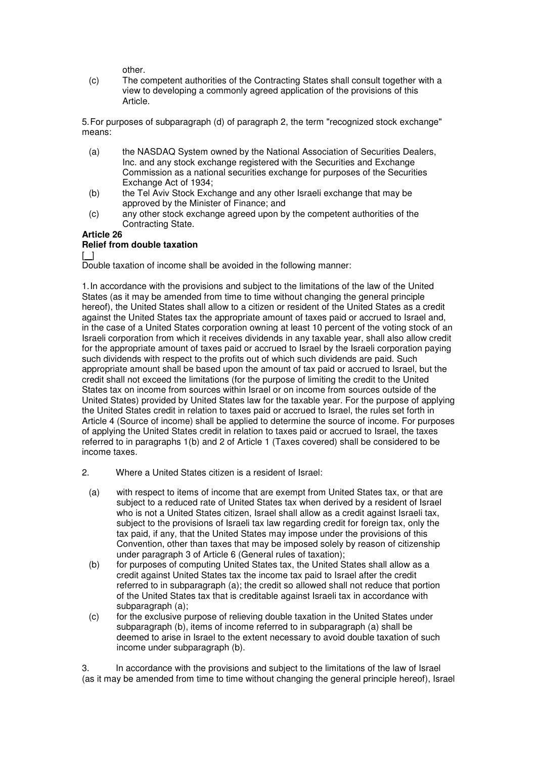other.

(c) The competent authorities of the Contracting States shall consult together with a view to developing a commonly agreed application of the provisions of this Article.

5. For purposes of subparagraph (d) of paragraph 2, the term "recognized stock exchange" means:

(a) the NASDAQ System owned by the National Association of Securities Dealers, Inc. and any stock exchange registered with the Securities and Exchange Commission as a national securities exchange for purposes of the Securities Exchange Act of 1934;

(b) the Tel Aviv Stock Exchange and any other Israeli exchange that may be approved by the Minister of Finance; and

(c) any other stock exchange agreed upon by the competent authorities of the Contracting State.

**Article 26**

**Relief from double taxation**

[__]

Double taxation of income shall be avoided in the following manner:

1. In accordance with the provisions and subject to the limitations of the law of the United States (as it may be amended from time to time without changing the general principle hereof), the United States shall allow to a citizen or resident of the United States as a credit against the United States tax the appropriate amount of taxes paid or accrued to Israel and, in the case of a United States corporation owning at least 10 percent of the voting stock of an Israeli corporation from which it receives dividends in any taxable year, shall also allow credit for the appropriate amount of taxes paid or accrued to Israel by the Israeli corporation paying such dividends with respect to the profits out of which such dividends are paid. Such appropriate amount shall be based upon the amount of tax paid or accrued to Israel, but the credit shall not exceed the limitations (for the purpose of limiting the credit to the United States tax on income from sources within Israel or on income from sources outside of the United States) provided by United States law for the taxable year. For the purpose of applying the United States credit in relation to taxes paid or accrued to Israel, the rules set forth in Article 4 (Source of income) shall be applied to determine the source of income. For purposes of applying the United States credit in relation to taxes paid or accrued to Israel, the taxes referred to in paragraphs 1(b) and 2 of Article 1 (Taxes covered) shall be considered to be income taxes.

2. Where a United States citizen is a resident of Israel:

(a) with respect to items of income that are exempt from United States tax, or that are subject to a reduced rate of United States tax when derived by a resident of Israel who is not a United States citizen, Israel shall allow as a credit against Israeli tax, subject to the provisions of Israeli tax law regarding credit for foreign tax, only the tax paid, if any, that the United States may impose under the provisions of this Convention, other than taxes that may be imposed solely by reason of citizenship under paragraph 3 of Article 6 (General rules of taxation);

(b) for purposes of computing United States tax, the United States shall allow as a credit against United States tax the income tax paid to Israel after the credit referred to in subparagraph (a); the credit so allowed shall not reduce that portion of the United States tax that is creditable against Israeli tax in accordance with subparagraph (a);

(c) for the exclusive purpose of relieving double taxation in the United States under subparagraph (b), items of income referred to in subparagraph (a) shall be deemed to arise in Israel to the extent necessary to avoid double taxation of such income under subparagraph (b).

3. In accordance with the provisions and subject to the limitations of the law of Israel (as it may be amended from time to time without changing the general principle hereof), Israel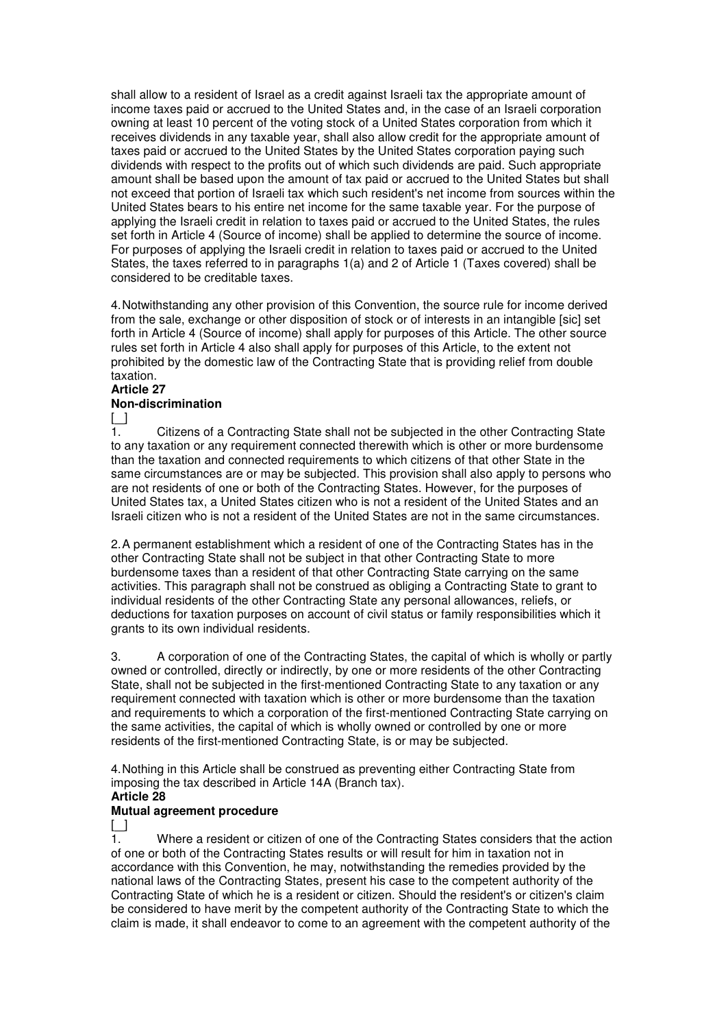shall allow to a resident of Israel as a credit against Israeli tax the appropriate amount of income taxes paid or accrued to the United States and, in the case of an Israeli corporation owning at least 10 percent of the voting stock of a United States corporation from which it receives dividends in any taxable year, shall also allow credit for the appropriate amount of taxes paid or accrued to the United States by the United States corporation paying such dividends with respect to the profits out of which such dividends are paid. Such appropriate amount shall be based upon the amount of tax paid or accrued to the United States but shall not exceed that portion of Israeli tax which such resident's net income from sources within the United States bears to his entire net income for the same taxable year. For the purpose of applying the Israeli credit in relation to taxes paid or accrued to the United States, the rules set forth in Article 4 (Source of income) shall be applied to determine the source of income. For purposes of applying the Israeli credit in relation to taxes paid or accrued to the United States, the taxes referred to in paragraphs 1(a) and 2 of Article 1 (Taxes covered) shall be considered to be creditable taxes.

4. Notwithstanding any other provision of this Convention, the source rule for income derived from the sale, exchange or other disposition of stock or of interests in an intangible [sic] set forth in Article 4 (Source of income) shall apply for purposes of this Article. The other source rules set forth in Article 4 also shall apply for purposes of this Article, to the extent not prohibited by the domestic law of the Contracting State that is providing relief from double taxation.

**Article 27**

**Non-discrimination**

[_]

1. Citizens of a Contracting State shall not be subjected in the other Contracting State to any taxation or any requirement connected therewith which is other or more burdensome than the taxation and connected requirements to which citizens of that other State in the same circumstances are or may be subjected. This provision shall also apply to persons who are not residents of one or both of the Contracting States. However, for the purposes of United States tax, a United States citizen who is not a resident of the United States and an Israeli citizen who is not a resident of the United States are not in the same circumstances.

2. A permanent establishment which a resident of one of the Contracting States has in the other Contracting State shall not be subject in that other Contracting State to more burdensome taxes than a resident of that other Contracting State carrying on the same activities. This paragraph shall not be construed as obliging a Contracting State to grant to individual residents of the other Contracting State any personal allowances, reliefs, or deductions for taxation purposes on account of civil status or family responsibilities which it grants to its own individual residents.

3. A corporation of one of the Contracting States, the capital of which is wholly or partly owned or controlled, directly or indirectly, by one or more residents of the other Contracting State, shall not be subjected in the first-mentioned Contracting State to any taxation or any requirement connected with taxation which is other or more burdensome than the taxation and requirements to which a corporation of the first-mentioned Contracting State carrying on the same activities, the capital of which is wholly owned or controlled by one or more residents of the first-mentioned Contracting State, is or may be subjected.

4. Nothing in this Article shall be construed as preventing either Contracting State from imposing the tax described in Article 14A (Branch tax).

**Article 28**

**Mutual agreement procedure**

[_]

1. Where a resident or citizen of one of the Contracting States considers that the action of one or both of the Contracting States results or will result for him in taxation not in accordance with this Convention, he may, notwithstanding the remedies provided by the national laws of the Contracting States, present his case to the competent authority of the Contracting State of which he is a resident or citizen. Should the resident's or citizen's claim be considered to have merit by the competent authority of the Contracting State to which the claim is made, it shall endeavor to come to an agreement with the competent authority of the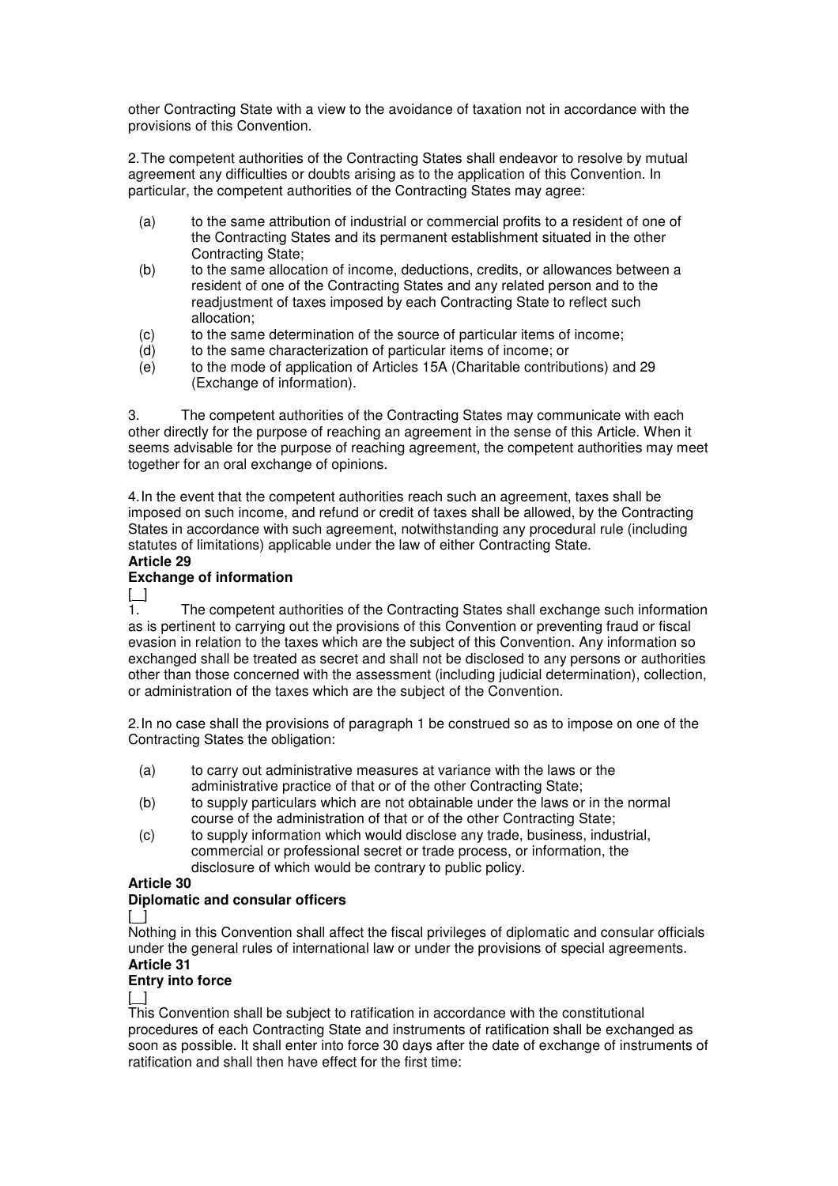other Contracting State with a view to the avoidance of taxation not in accordance with the provisions of this Convention.

2. The competent authorities of the Contracting States shall endeavor to resolve by mutual agreement any difficulties or doubts arising as to the application of this Convention. In particular, the competent authorities of the Contracting States may agree:

(a) to the same attribution of industrial or commercial profits to a resident of one of the Contracting States and its permanent establishment situated in the other Contracting State;
(b) to the same allocation of income, deductions, credits, or allowances between a resident of one of the Contracting States and any related person and to the readjustment of taxes imposed by each Contracting State to reflect such allocation;
(c) to the same determination of the source of particular items of income;
(d) to the same characterization of particular items of income; or
(e) to the mode of application of Articles 15A (Charitable contributions) and 29 (Exchange of information).

3. The competent authorities of the Contracting States may communicate with each other directly for the purpose of reaching an agreement in the sense of this Article. When it seems advisable for the purpose of reaching agreement, the competent authorities may meet together for an oral exchange of opinions.

4. In the event that the competent authorities reach such an agreement, taxes shall be imposed on such income, and refund or credit of taxes shall be allowed, by the Contracting States in accordance with such agreement, notwithstanding any procedural rule (including statutes of limitations) applicable under the law of either Contracting State.

**Article 29**

**Exchange of information**

[_]

1. The competent authorities of the Contracting States shall exchange such information as is pertinent to carrying out the provisions of this Convention or preventing fraud or fiscal evasion in relation to the taxes which are the subject of this Convention. Any information so exchanged shall be treated as secret and shall not be disclosed to any persons or authorities other than those concerned with the assessment (including judicial determination), collection, or administration of the taxes which are the subject of the Convention.

2. In no case shall the provisions of paragraph 1 be construed so as to impose on one of the Contracting States the obligation:

(a) to carry out administrative measures at variance with the laws or the administrative practice of that or of the other Contracting State;
(b) to supply particulars which are not obtainable under the laws or in the normal course of the administration of that or of the other Contracting State;
(c) to supply information which would disclose any trade, business, industrial, commercial or professional secret or trade process, or information, the disclosure of which would be contrary to public policy.

**Article 30**

**Diplomatic and consular officers**

[_]

Nothing in this Convention shall affect the fiscal privileges of diplomatic and consular officials under the general rules of international law or under the provisions of special agreements.

**Article 31**

**Entry into force**

[_]

This Convention shall be subject to ratification in accordance with the constitutional procedures of each Contracting State and instruments of ratification shall be exchanged as soon as possible. It shall enter into force 30 days after the date of exchange of instruments of ratification and shall then have effect for the first time: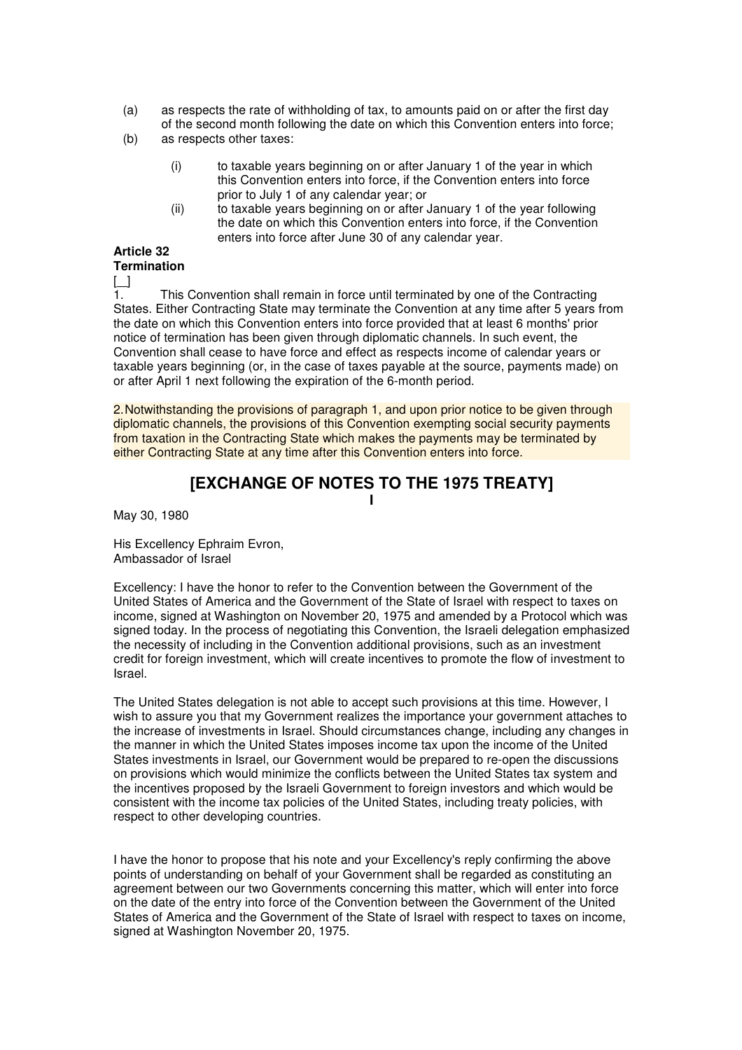(a) as respects the rate of withholding of tax, to amounts paid on or after the first day of the second month following the date on which this Convention enters into force;

(b) as respects other taxes:

   (i) to taxable years beginning on or after January 1 of the year in which this Convention enters into force, if the Convention enters into force prior to July 1 of any calendar year; or

   (ii) to taxable years beginning on or after January 1 of the year following the date on which this Convention enters into force, if the Convention enters into force after June 30 of any calendar year.

**Article 32**
**Termination**

[__]

1. This Convention shall remain in force until terminated by one of the Contracting States. Either Contracting State may terminate the Convention at any time after 5 years from the date on which this Convention enters into force provided that at least 6 months' prior notice of termination has been given through diplomatic channels. In such event, the Convention shall cease to have force and effect as respects income of calendar years or taxable years beginning (or, in the case of taxes payable at the source, payments made) on or after April 1 next following the expiration of the 6-month period.

2. Notwithstanding the provisions of paragraph 1, and upon prior notice to be given through diplomatic channels, the provisions of this Convention exempting social security payments from taxation in the Contracting State which makes the payments may be terminated by either Contracting State at any time after this Convention enters into force.

## [EXCHANGE OF NOTES TO THE 1975 TREATY]

**I**

May 30, 1980

His Excellency Ephraim Evron,
Ambassador of Israel

Excellency: I have the honor to refer to the Convention between the Government of the United States of America and the Government of the State of Israel with respect to taxes on income, signed at Washington on November 20, 1975 and amended by a Protocol which was signed today. In the process of negotiating this Convention, the Israeli delegation emphasized the necessity of including in the Convention additional provisions, such as an investment credit for foreign investment, which will create incentives to promote the flow of investment to Israel.

The United States delegation is not able to accept such provisions at this time. However, I wish to assure you that my Government realizes the importance your government attaches to the increase of investments in Israel. Should circumstances change, including any changes in the manner in which the United States imposes income tax upon the income of the United States investments in Israel, our Government would be prepared to re-open the discussions on provisions which would minimize the conflicts between the United States tax system and the incentives proposed by the Israeli Government to foreign investors and which would be consistent with the income tax policies of the United States, including treaty policies, with respect to other developing countries.

I have the honor to propose that his note and your Excellency's reply confirming the above points of understanding on behalf of your Government shall be regarded as constituting an agreement between our two Governments concerning this matter, which will enter into force on the date of the entry into force of the Convention between the Government of the United States of America and the Government of the State of Israel with respect to taxes on income, signed at Washington November 20, 1975.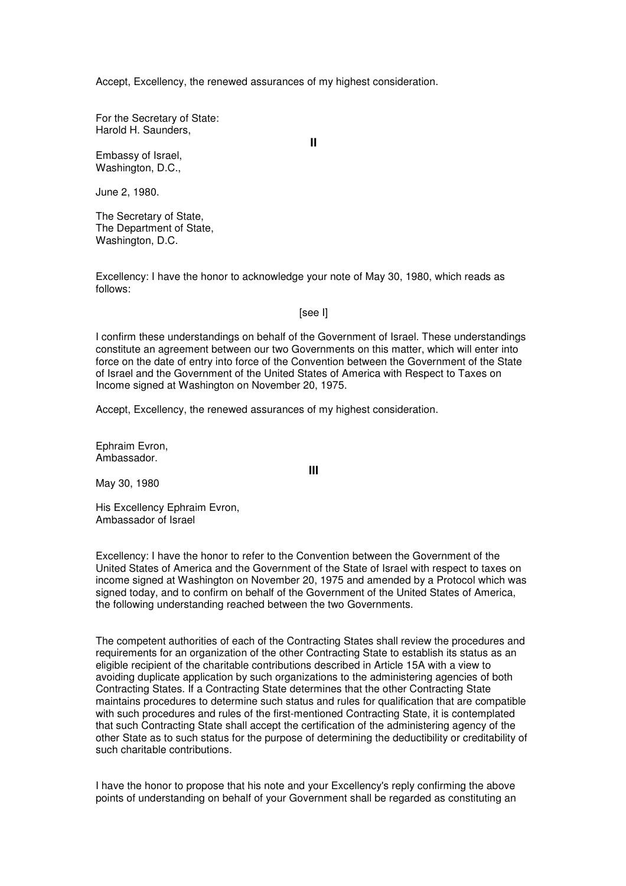Accept, Excellency, the renewed assurances of my highest consideration.

For the Secretary of State:
Harold H. Saunders,

**II**

Embassy of Israel,
Washington, D.C.,

June 2, 1980.

The Secretary of State,
The Department of State,
Washington, D.C.

Excellency: I have the honor to acknowledge your note of May 30, 1980, which reads as follows:

[see I]

I confirm these understandings on behalf of the Government of Israel. These understandings constitute an agreement between our two Governments on this matter, which will enter into force on the date of entry into force of the Convention between the Government of the State of Israel and the Government of the United States of America with Respect to Taxes on Income signed at Washington on November 20, 1975.

Accept, Excellency, the renewed assurances of my highest consideration.

Ephraim Evron,
Ambassador.

**III**

May 30, 1980

His Excellency Ephraim Evron,
Ambassador of Israel

Excellency: I have the honor to refer to the Convention between the Government of the United States of America and the Government of the State of Israel with respect to taxes on income signed at Washington on November 20, 1975 and amended by a Protocol which was signed today, and to confirm on behalf of the Government of the United States of America, the following understanding reached between the two Governments.

The competent authorities of each of the Contracting States shall review the procedures and requirements for an organization of the other Contracting State to establish its status as an eligible recipient of the charitable contributions described in Article 15A with a view to avoiding duplicate application by such organizations to the administering agencies of both Contracting States. If a Contracting State determines that the other Contracting State maintains procedures to determine such status and rules for qualification that are compatible with such procedures and rules of the first-mentioned Contracting State, it is contemplated that such Contracting State shall accept the certification of the administering agency of the other State as to such status for the purpose of determining the deductibility or creditability of such charitable contributions.

I have the honor to propose that his note and your Excellency's reply confirming the above points of understanding on behalf of your Government shall be regarded as constituting an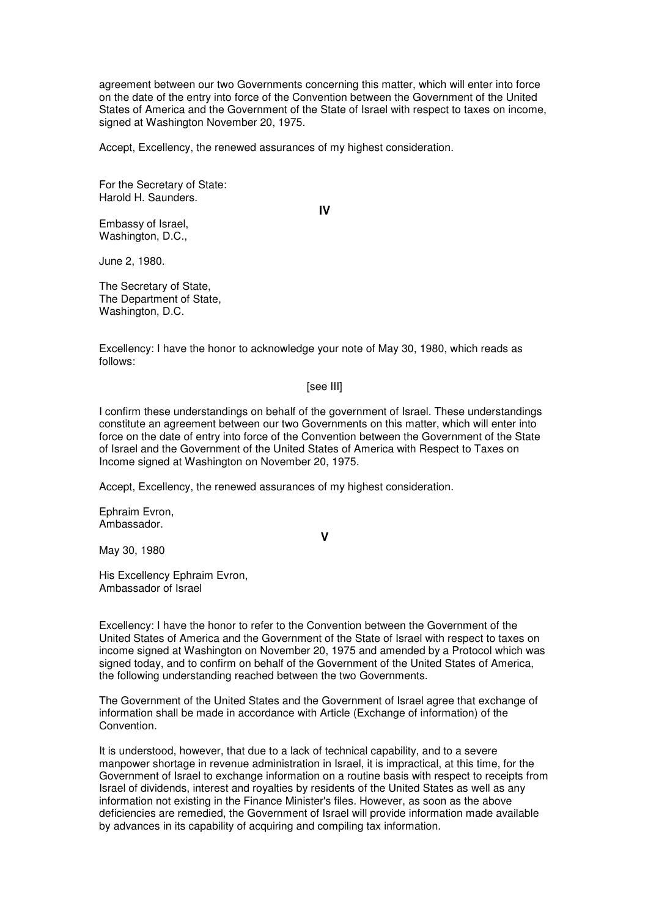agreement between our two Governments concerning this matter, which will enter into force on the date of the entry into force of the Convention between the Government of the United States of America and the Government of the State of Israel with respect to taxes on income, signed at Washington November 20, 1975.

Accept, Excellency, the renewed assurances of my highest consideration.

For the Secretary of State:
Harold H. Saunders.

**IV**

Embassy of Israel,
Washington, D.C.,

June 2, 1980.

The Secretary of State,
The Department of State,
Washington, D.C.

Excellency: I have the honor to acknowledge your note of May 30, 1980, which reads as follows:

[see III]

I confirm these understandings on behalf of the government of Israel. These understandings constitute an agreement between our two Governments on this matter, which will enter into force on the date of entry into force of the Convention between the Government of the State of Israel and the Government of the United States of America with Respect to Taxes on Income signed at Washington on November 20, 1975.

Accept, Excellency, the renewed assurances of my highest consideration.

Ephraim Evron,
Ambassador.

**V**

May 30, 1980

His Excellency Ephraim Evron,
Ambassador of Israel

Excellency: I have the honor to refer to the Convention between the Government of the United States of America and the Government of the State of Israel with respect to taxes on income signed at Washington on November 20, 1975 and amended by a Protocol which was signed today, and to confirm on behalf of the Government of the United States of America, the following understanding reached between the two Governments.

The Government of the United States and the Government of Israel agree that exchange of information shall be made in accordance with Article (Exchange of information) of the Convention.

It is understood, however, that due to a lack of technical capability, and to a severe manpower shortage in revenue administration in Israel, it is impractical, at this time, for the Government of Israel to exchange information on a routine basis with respect to receipts from Israel of dividends, interest and royalties by residents of the United States as well as any information not existing in the Finance Minister's files. However, as soon as the above deficiencies are remedied, the Government of Israel will provide information made available by advances in its capability of acquiring and compiling tax information.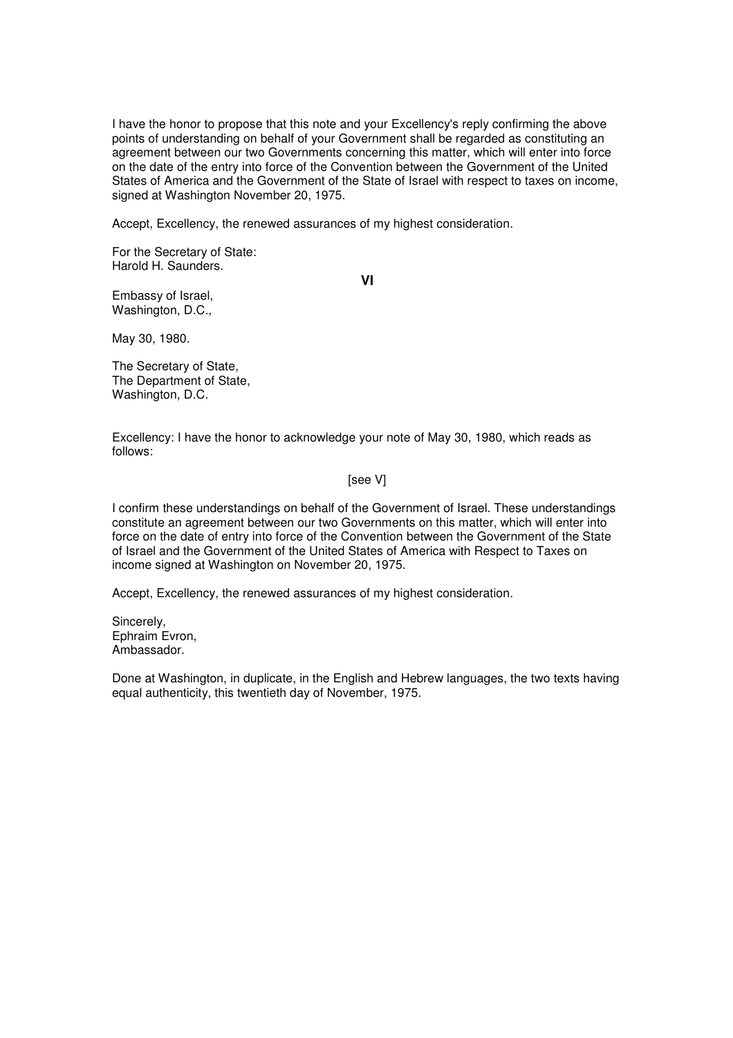I have the honor to propose that this note and your Excellency's reply confirming the above points of understanding on behalf of your Government shall be regarded as constituting an agreement between our two Governments concerning this matter, which will enter into force on the date of the entry into force of the Convention between the Government of the United States of America and the Government of the State of Israel with respect to taxes on income, signed at Washington November 20, 1975.

Accept, Excellency, the renewed assurances of my highest consideration.

For the Secretary of State:
Harold H. Saunders.

## VI

Embassy of Israel,
Washington, D.C.,

May 30, 1980.

The Secretary of State,
The Department of State,
Washington, D.C.

Excellency: I have the honor to acknowledge your note of May 30, 1980, which reads as follows:

[see V]

I confirm these understandings on behalf of the Government of Israel. These understandings constitute an agreement between our two Governments on this matter, which will enter into force on the date of entry into force of the Convention between the Government of the State of Israel and the Government of the United States of America with Respect to Taxes on income signed at Washington on November 20, 1975.

Accept, Excellency, the renewed assurances of my highest consideration.

Sincerely,
Ephraim Evron,
Ambassador.

Done at Washington, in duplicate, in the English and Hebrew languages, the two texts having equal authenticity, this twentieth day of November, 1975.